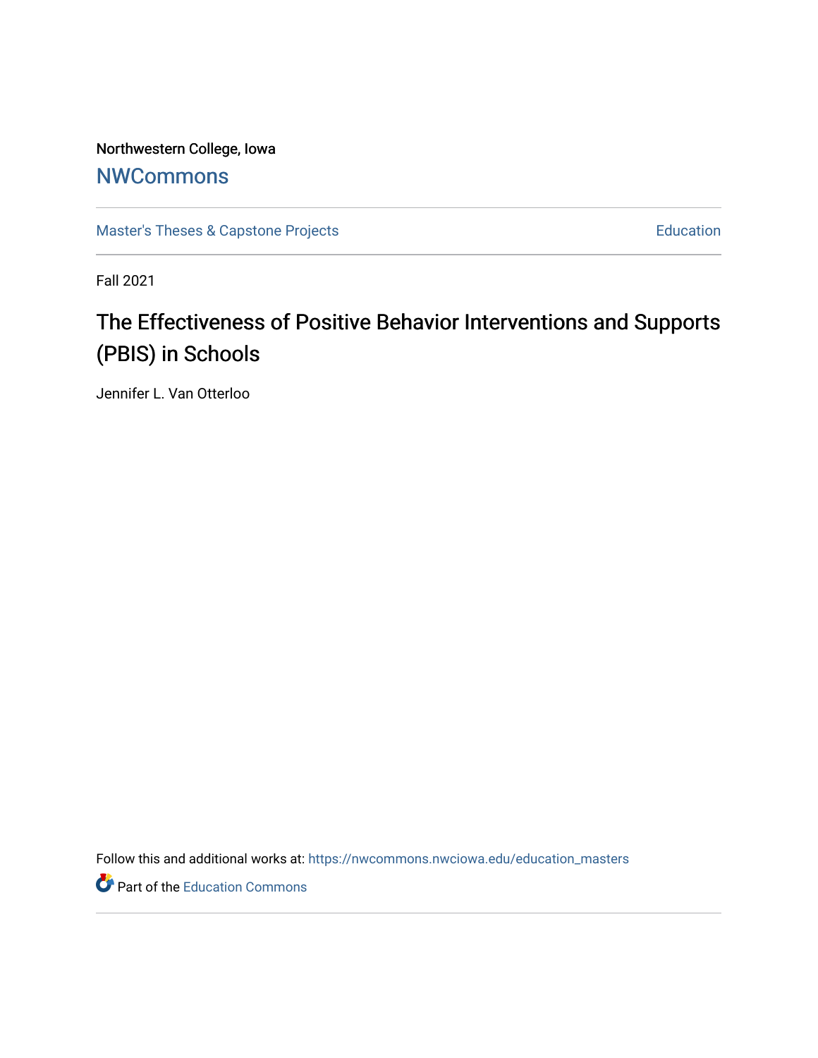Northwestern College, Iowa

# NWCommons

Master's Theses & Capstone Projects | Education

Fall 2021

## The Effectiveness of Positive Behavior Interventions and Supports (PBIS) in Schools

Jennifer L. Van Otterloo

Follow this and additional works at: https://nwcommons.nwciowa.edu/education_masters

Part of the Education Commons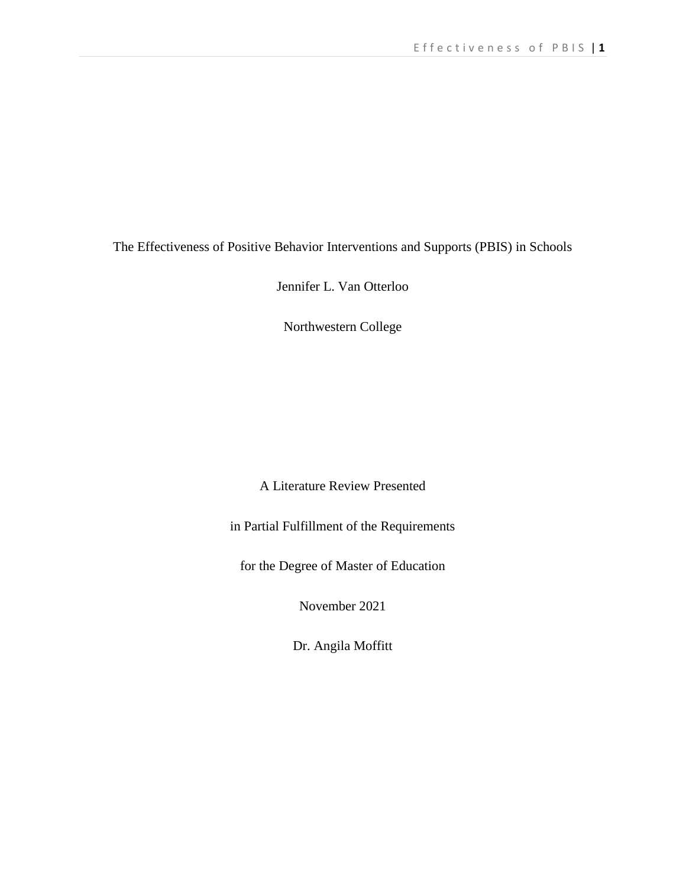The Effectiveness of Positive Behavior Interventions and Supports (PBIS) in Schools

Jennifer L. Van Otterloo

Northwestern College

A Literature Review Presented

in Partial Fulfillment of the Requirements

for the Degree of Master of Education

November 2021

Dr. Angila Moffitt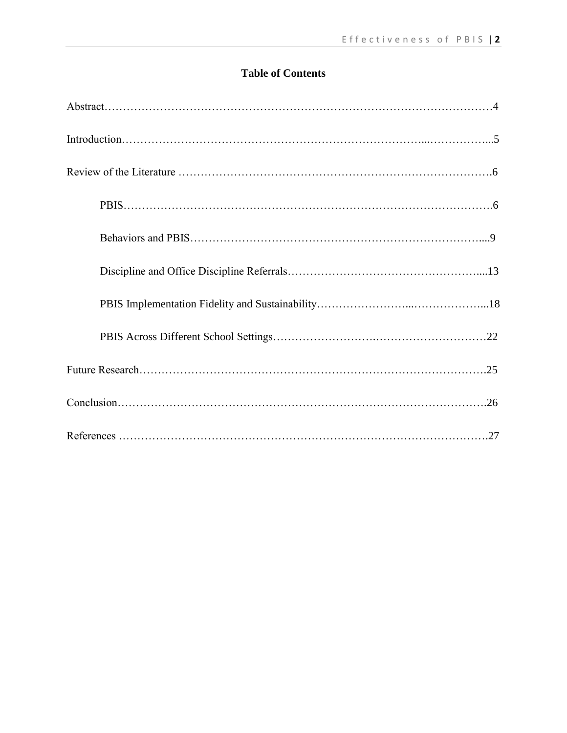# Table of Contents

Abstract…………………………………………………………………………………………4

Introduction……………………………………………………………………………………5

Review of the Literature ………………………………………………………………………6

PBIS……………………………………………………………………………………6

Behaviors and PBIS……………………………………………………………………9

Discipline and Office Discipline Referrals……………………………………………13

PBIS Implementation Fidelity and Sustainability……………………………………18

PBIS Across Different School Settings………………………………………………22

Future Research………………………………………………………………………………25

Conclusion……………………………………………………………………………………26

References ……………………………………………………………………………………27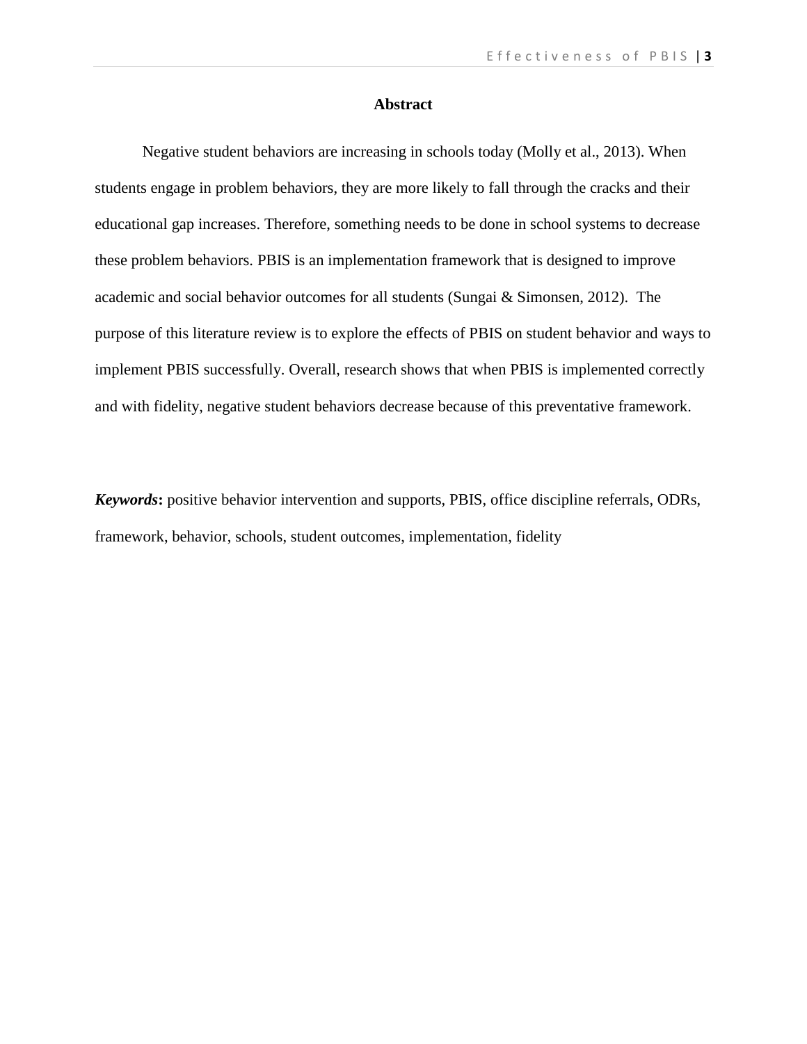## Abstract

Negative student behaviors are increasing in schools today (Molly et al., 2013). When students engage in problem behaviors, they are more likely to fall through the cracks and their educational gap increases. Therefore, something needs to be done in school systems to decrease these problem behaviors. PBIS is an implementation framework that is designed to improve academic and social behavior outcomes for all students (Sungai & Simonsen, 2012). The purpose of this literature review is to explore the effects of PBIS on student behavior and ways to implement PBIS successfully. Overall, research shows that when PBIS is implemented correctly and with fidelity, negative student behaviors decrease because of this preventative framework.

***Keywords*:** positive behavior intervention and supports, PBIS, office discipline referrals, ODRs, framework, behavior, schools, student outcomes, implementation, fidelity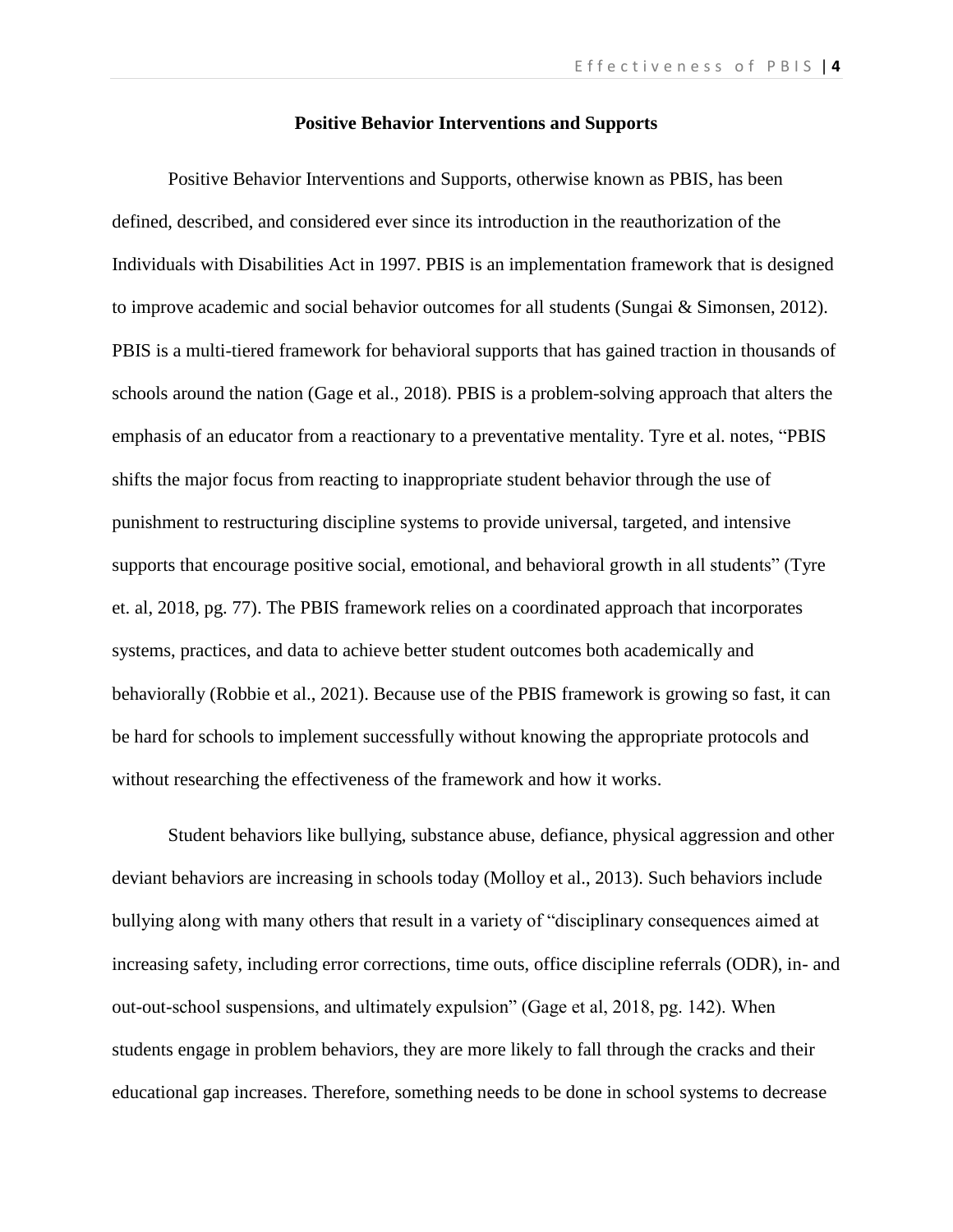## Positive Behavior Interventions and Supports

Positive Behavior Interventions and Supports, otherwise known as PBIS, has been defined, described, and considered ever since its introduction in the reauthorization of the Individuals with Disabilities Act in 1997. PBIS is an implementation framework that is designed to improve academic and social behavior outcomes for all students (Sungai & Simonsen, 2012). PBIS is a multi-tiered framework for behavioral supports that has gained traction in thousands of schools around the nation (Gage et al., 2018). PBIS is a problem-solving approach that alters the emphasis of an educator from a reactionary to a preventative mentality. Tyre et al. notes, "PBIS shifts the major focus from reacting to inappropriate student behavior through the use of punishment to restructuring discipline systems to provide universal, targeted, and intensive supports that encourage positive social, emotional, and behavioral growth in all students" (Tyre et. al, 2018, pg. 77). The PBIS framework relies on a coordinated approach that incorporates systems, practices, and data to achieve better student outcomes both academically and behaviorally (Robbie et al., 2021). Because use of the PBIS framework is growing so fast, it can be hard for schools to implement successfully without knowing the appropriate protocols and without researching the effectiveness of the framework and how it works.

Student behaviors like bullying, substance abuse, defiance, physical aggression and other deviant behaviors are increasing in schools today (Molloy et al., 2013). Such behaviors include bullying along with many others that result in a variety of "disciplinary consequences aimed at increasing safety, including error corrections, time outs, office discipline referrals (ODR), in- and out-out-school suspensions, and ultimately expulsion" (Gage et al, 2018, pg. 142). When students engage in problem behaviors, they are more likely to fall through the cracks and their educational gap increases. Therefore, something needs to be done in school systems to decrease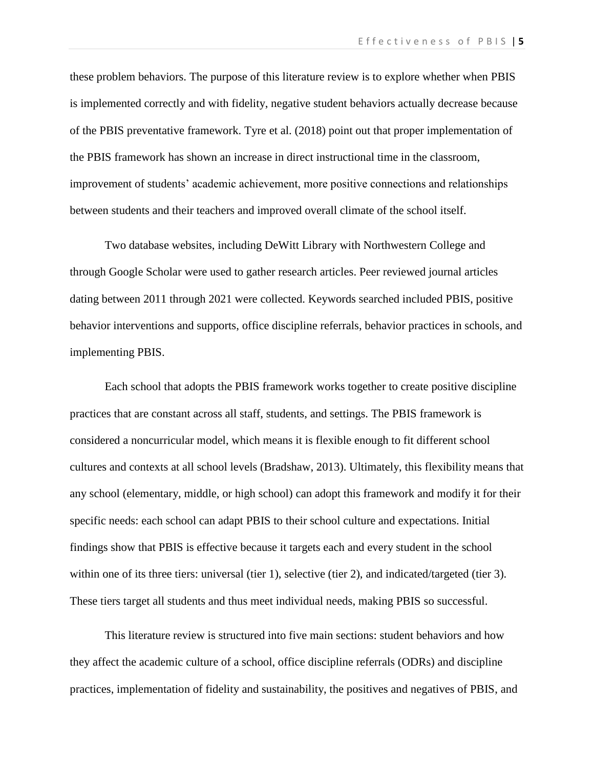these problem behaviors. The purpose of this literature review is to explore whether when PBIS is implemented correctly and with fidelity, negative student behaviors actually decrease because of the PBIS preventative framework. Tyre et al. (2018) point out that proper implementation of the PBIS framework has shown an increase in direct instructional time in the classroom, improvement of students' academic achievement, more positive connections and relationships between students and their teachers and improved overall climate of the school itself.

Two database websites, including DeWitt Library with Northwestern College and through Google Scholar were used to gather research articles. Peer reviewed journal articles dating between 2011 through 2021 were collected. Keywords searched included PBIS, positive behavior interventions and supports, office discipline referrals, behavior practices in schools, and implementing PBIS.

Each school that adopts the PBIS framework works together to create positive discipline practices that are constant across all staff, students, and settings. The PBIS framework is considered a noncurricular model, which means it is flexible enough to fit different school cultures and contexts at all school levels (Bradshaw, 2013). Ultimately, this flexibility means that any school (elementary, middle, or high school) can adopt this framework and modify it for their specific needs: each school can adapt PBIS to their school culture and expectations. Initial findings show that PBIS is effective because it targets each and every student in the school within one of its three tiers: universal (tier 1), selective (tier 2), and indicated/targeted (tier 3). These tiers target all students and thus meet individual needs, making PBIS so successful.

This literature review is structured into five main sections: student behaviors and how they affect the academic culture of a school, office discipline referrals (ODRs) and discipline practices, implementation of fidelity and sustainability, the positives and negatives of PBIS, and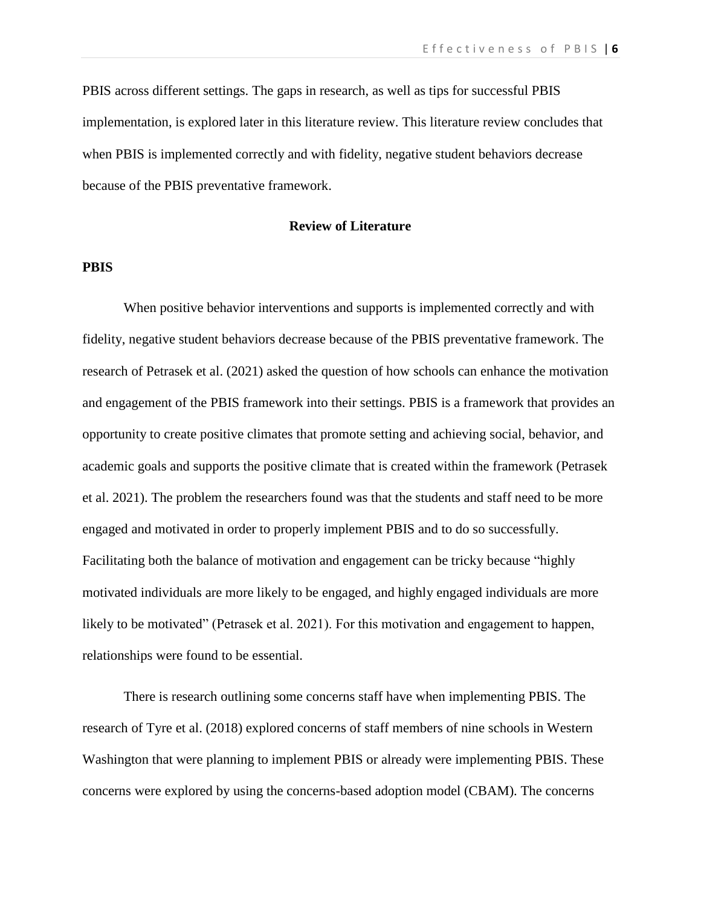PBIS across different settings. The gaps in research, as well as tips for successful PBIS implementation, is explored later in this literature review. This literature review concludes that when PBIS is implemented correctly and with fidelity, negative student behaviors decrease because of the PBIS preventative framework.

## Review of Literature

### PBIS

When positive behavior interventions and supports is implemented correctly and with fidelity, negative student behaviors decrease because of the PBIS preventative framework. The research of Petrasek et al. (2021) asked the question of how schools can enhance the motivation and engagement of the PBIS framework into their settings. PBIS is a framework that provides an opportunity to create positive climates that promote setting and achieving social, behavior, and academic goals and supports the positive climate that is created within the framework (Petrasek et al. 2021). The problem the researchers found was that the students and staff need to be more engaged and motivated in order to properly implement PBIS and to do so successfully. Facilitating both the balance of motivation and engagement can be tricky because "highly motivated individuals are more likely to be engaged, and highly engaged individuals are more likely to be motivated" (Petrasek et al. 2021). For this motivation and engagement to happen, relationships were found to be essential.

There is research outlining some concerns staff have when implementing PBIS. The research of Tyre et al. (2018) explored concerns of staff members of nine schools in Western Washington that were planning to implement PBIS or already were implementing PBIS. These concerns were explored by using the concerns-based adoption model (CBAM). The concerns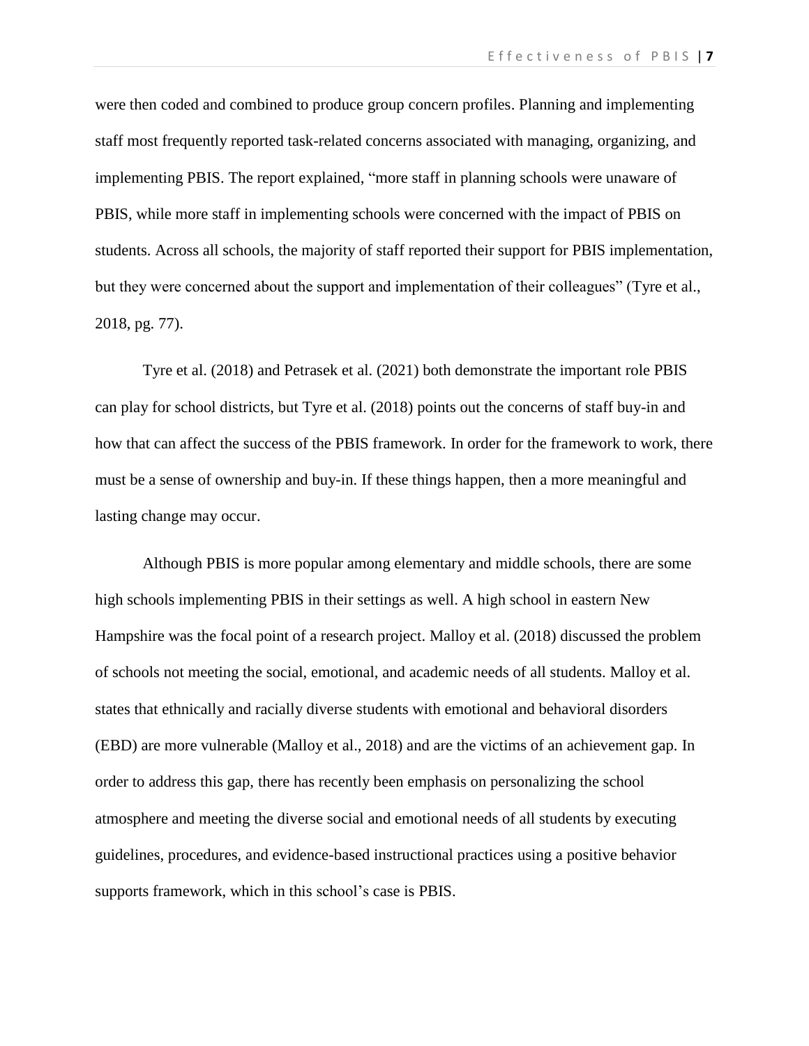were then coded and combined to produce group concern profiles. Planning and implementing staff most frequently reported task-related concerns associated with managing, organizing, and implementing PBIS. The report explained, "more staff in planning schools were unaware of PBIS, while more staff in implementing schools were concerned with the impact of PBIS on students. Across all schools, the majority of staff reported their support for PBIS implementation, but they were concerned about the support and implementation of their colleagues" (Tyre et al., 2018, pg. 77).

Tyre et al. (2018) and Petrasek et al. (2021) both demonstrate the important role PBIS can play for school districts, but Tyre et al. (2018) points out the concerns of staff buy-in and how that can affect the success of the PBIS framework. In order for the framework to work, there must be a sense of ownership and buy-in. If these things happen, then a more meaningful and lasting change may occur.

Although PBIS is more popular among elementary and middle schools, there are some high schools implementing PBIS in their settings as well. A high school in eastern New Hampshire was the focal point of a research project. Malloy et al. (2018) discussed the problem of schools not meeting the social, emotional, and academic needs of all students. Malloy et al. states that ethnically and racially diverse students with emotional and behavioral disorders (EBD) are more vulnerable (Malloy et al., 2018) and are the victims of an achievement gap. In order to address this gap, there has recently been emphasis on personalizing the school atmosphere and meeting the diverse social and emotional needs of all students by executing guidelines, procedures, and evidence-based instructional practices using a positive behavior supports framework, which in this school's case is PBIS.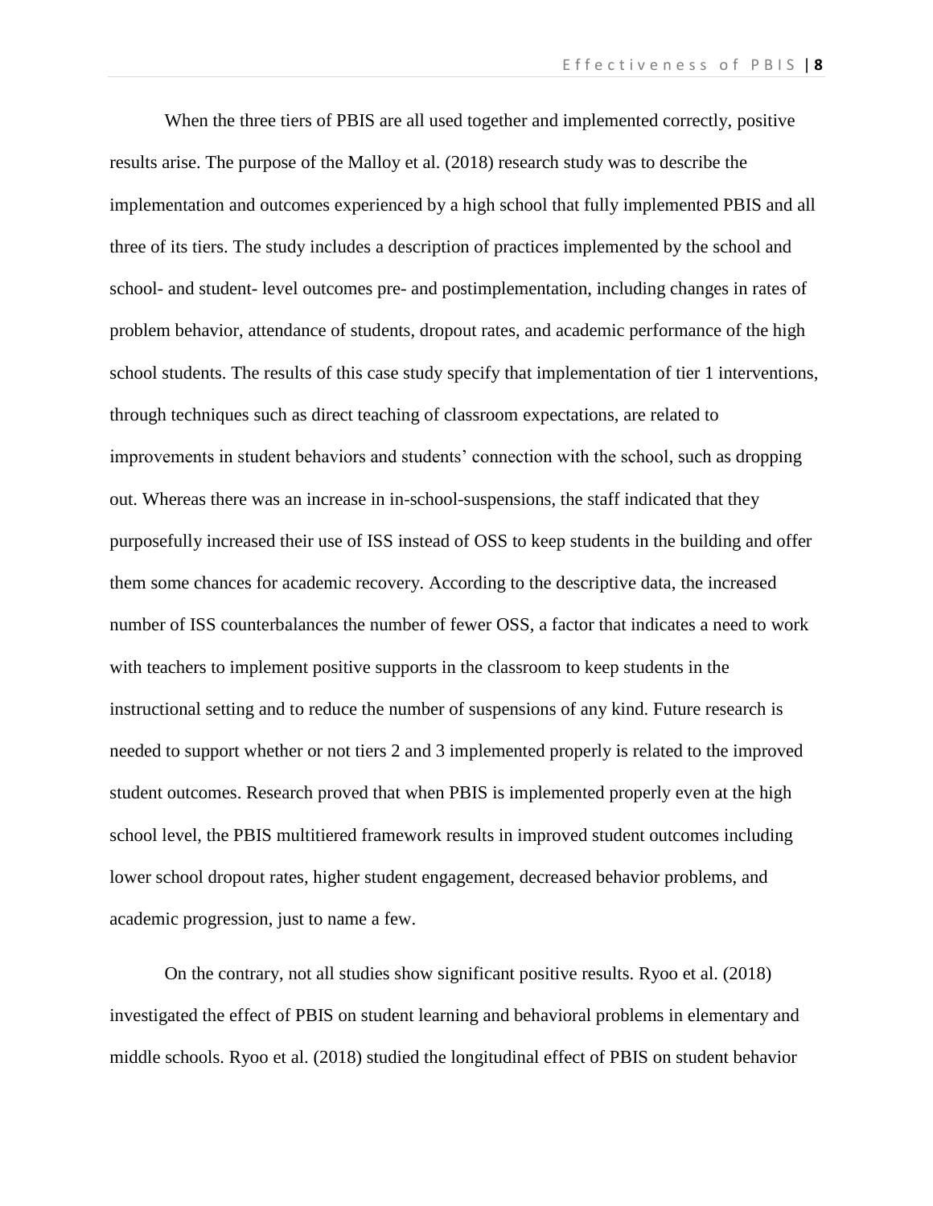When the three tiers of PBIS are all used together and implemented correctly, positive results arise. The purpose of the Malloy et al. (2018) research study was to describe the implementation and outcomes experienced by a high school that fully implemented PBIS and all three of its tiers. The study includes a description of practices implemented by the school and school- and student- level outcomes pre- and postimplementation, including changes in rates of problem behavior, attendance of students, dropout rates, and academic performance of the high school students. The results of this case study specify that implementation of tier 1 interventions, through techniques such as direct teaching of classroom expectations, are related to improvements in student behaviors and students' connection with the school, such as dropping out. Whereas there was an increase in in-school-suspensions, the staff indicated that they purposefully increased their use of ISS instead of OSS to keep students in the building and offer them some chances for academic recovery. According to the descriptive data, the increased number of ISS counterbalances the number of fewer OSS, a factor that indicates a need to work with teachers to implement positive supports in the classroom to keep students in the instructional setting and to reduce the number of suspensions of any kind. Future research is needed to support whether or not tiers 2 and 3 implemented properly is related to the improved student outcomes. Research proved that when PBIS is implemented properly even at the high school level, the PBIS multitiered framework results in improved student outcomes including lower school dropout rates, higher student engagement, decreased behavior problems, and academic progression, just to name a few.

On the contrary, not all studies show significant positive results. Ryoo et al. (2018) investigated the effect of PBIS on student learning and behavioral problems in elementary and middle schools. Ryoo et al. (2018) studied the longitudinal effect of PBIS on student behavior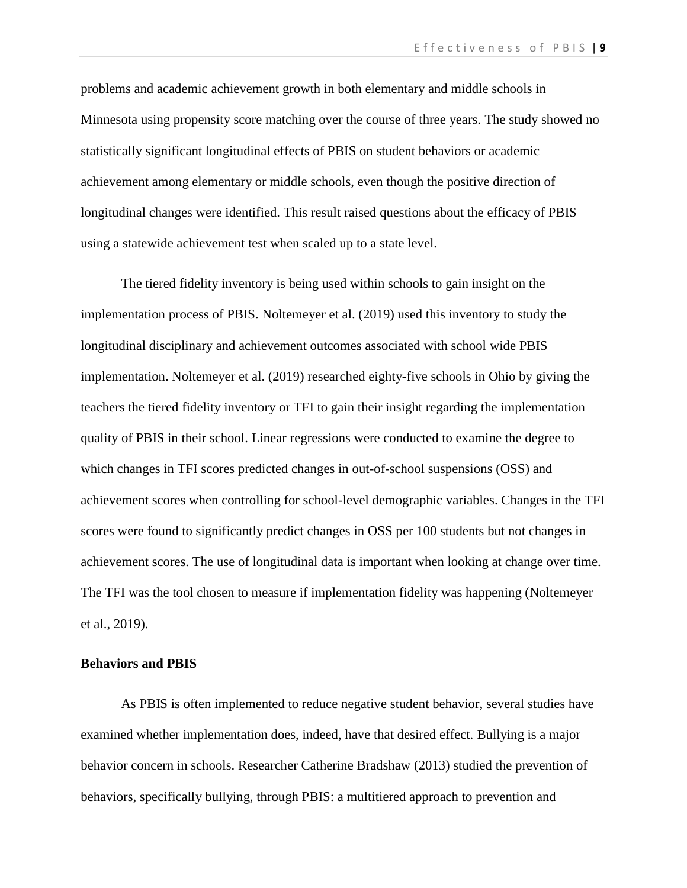problems and academic achievement growth in both elementary and middle schools in Minnesota using propensity score matching over the course of three years. The study showed no statistically significant longitudinal effects of PBIS on student behaviors or academic achievement among elementary or middle schools, even though the positive direction of longitudinal changes were identified. This result raised questions about the efficacy of PBIS using a statewide achievement test when scaled up to a state level.

The tiered fidelity inventory is being used within schools to gain insight on the implementation process of PBIS. Noltemeyer et al. (2019) used this inventory to study the longitudinal disciplinary and achievement outcomes associated with school wide PBIS implementation. Noltemeyer et al. (2019) researched eighty-five schools in Ohio by giving the teachers the tiered fidelity inventory or TFI to gain their insight regarding the implementation quality of PBIS in their school. Linear regressions were conducted to examine the degree to which changes in TFI scores predicted changes in out-of-school suspensions (OSS) and achievement scores when controlling for school-level demographic variables. Changes in the TFI scores were found to significantly predict changes in OSS per 100 students but not changes in achievement scores. The use of longitudinal data is important when looking at change over time. The TFI was the tool chosen to measure if implementation fidelity was happening (Noltemeyer et al., 2019).

**Behaviors and PBIS**

As PBIS is often implemented to reduce negative student behavior, several studies have examined whether implementation does, indeed, have that desired effect. Bullying is a major behavior concern in schools. Researcher Catherine Bradshaw (2013) studied the prevention of behaviors, specifically bullying, through PBIS: a multitiered approach to prevention and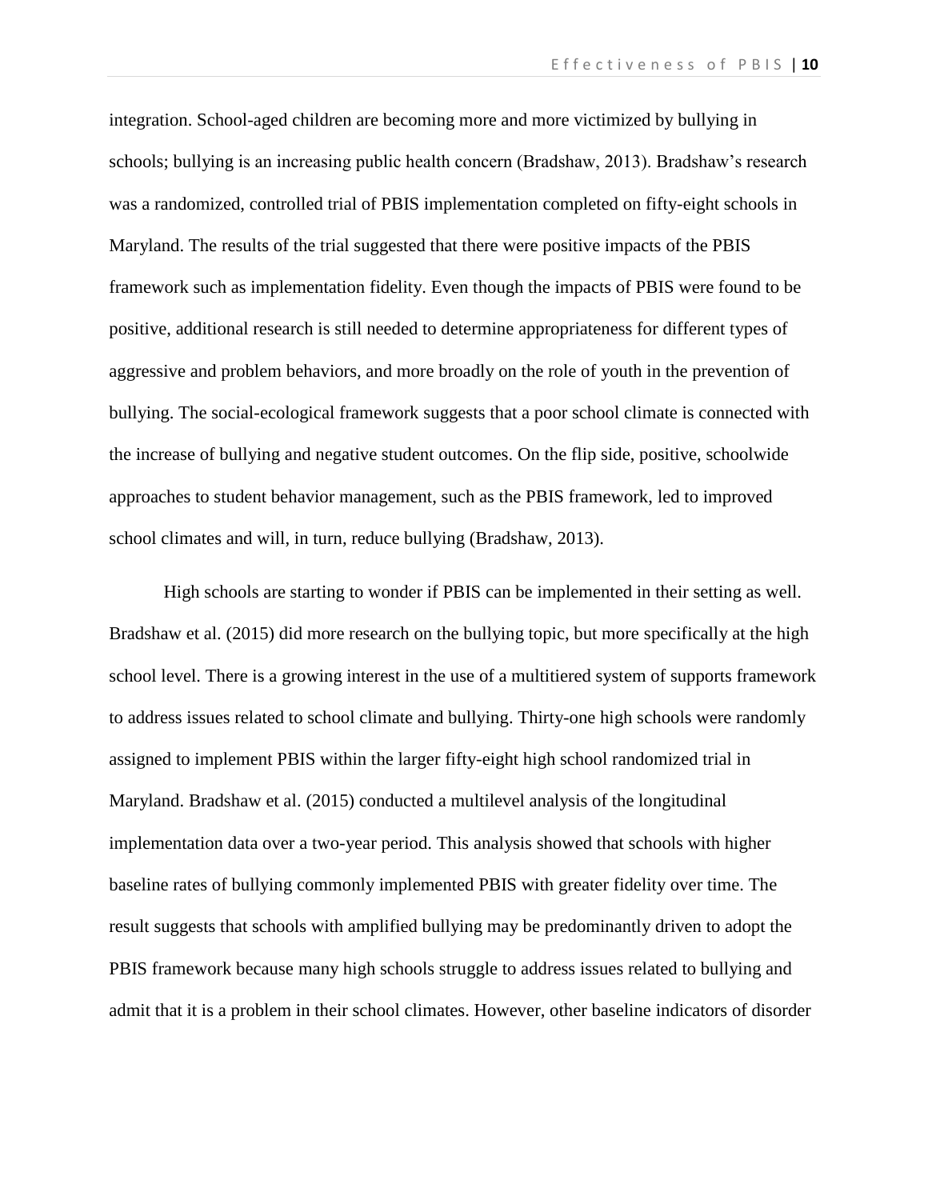integration. School-aged children are becoming more and more victimized by bullying in schools; bullying is an increasing public health concern (Bradshaw, 2013). Bradshaw's research was a randomized, controlled trial of PBIS implementation completed on fifty-eight schools in Maryland. The results of the trial suggested that there were positive impacts of the PBIS framework such as implementation fidelity. Even though the impacts of PBIS were found to be positive, additional research is still needed to determine appropriateness for different types of aggressive and problem behaviors, and more broadly on the role of youth in the prevention of bullying. The social-ecological framework suggests that a poor school climate is connected with the increase of bullying and negative student outcomes. On the flip side, positive, schoolwide approaches to student behavior management, such as the PBIS framework, led to improved school climates and will, in turn, reduce bullying (Bradshaw, 2013).

High schools are starting to wonder if PBIS can be implemented in their setting as well. Bradshaw et al. (2015) did more research on the bullying topic, but more specifically at the high school level. There is a growing interest in the use of a multitiered system of supports framework to address issues related to school climate and bullying. Thirty-one high schools were randomly assigned to implement PBIS within the larger fifty-eight high school randomized trial in Maryland. Bradshaw et al. (2015) conducted a multilevel analysis of the longitudinal implementation data over a two-year period. This analysis showed that schools with higher baseline rates of bullying commonly implemented PBIS with greater fidelity over time. The result suggests that schools with amplified bullying may be predominantly driven to adopt the PBIS framework because many high schools struggle to address issues related to bullying and admit that it is a problem in their school climates. However, other baseline indicators of disorder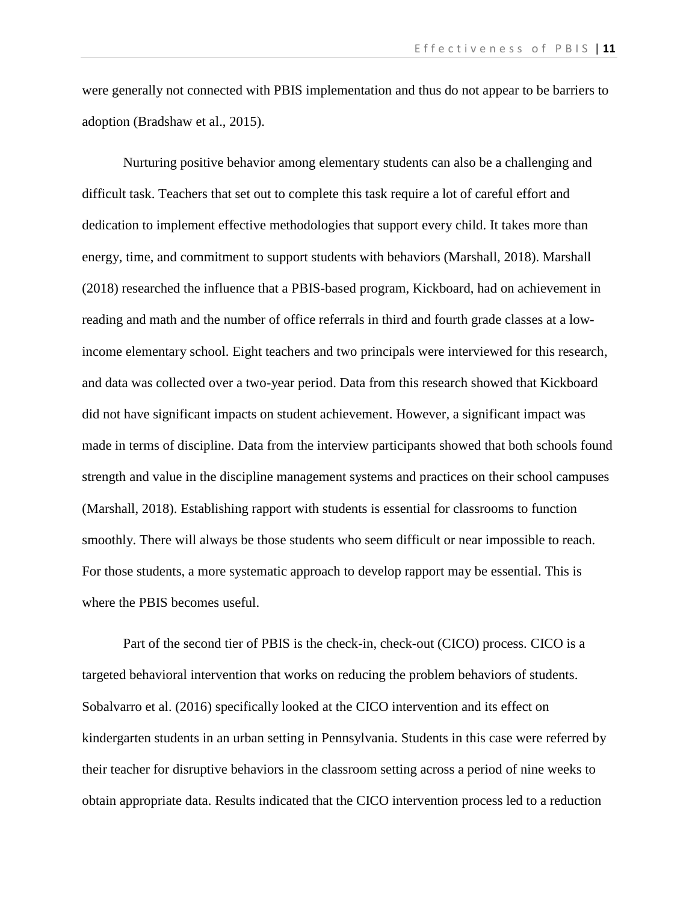were generally not connected with PBIS implementation and thus do not appear to be barriers to adoption (Bradshaw et al., 2015).

Nurturing positive behavior among elementary students can also be a challenging and difficult task. Teachers that set out to complete this task require a lot of careful effort and dedication to implement effective methodologies that support every child. It takes more than energy, time, and commitment to support students with behaviors (Marshall, 2018). Marshall (2018) researched the influence that a PBIS-based program, Kickboard, had on achievement in reading and math and the number of office referrals in third and fourth grade classes at a low-income elementary school. Eight teachers and two principals were interviewed for this research, and data was collected over a two-year period. Data from this research showed that Kickboard did not have significant impacts on student achievement. However, a significant impact was made in terms of discipline. Data from the interview participants showed that both schools found strength and value in the discipline management systems and practices on their school campuses (Marshall, 2018). Establishing rapport with students is essential for classrooms to function smoothly. There will always be those students who seem difficult or near impossible to reach. For those students, a more systematic approach to develop rapport may be essential. This is where the PBIS becomes useful.

Part of the second tier of PBIS is the check-in, check-out (CICO) process. CICO is a targeted behavioral intervention that works on reducing the problem behaviors of students. Sobalvarro et al. (2016) specifically looked at the CICO intervention and its effect on kindergarten students in an urban setting in Pennsylvania. Students in this case were referred by their teacher for disruptive behaviors in the classroom setting across a period of nine weeks to obtain appropriate data. Results indicated that the CICO intervention process led to a reduction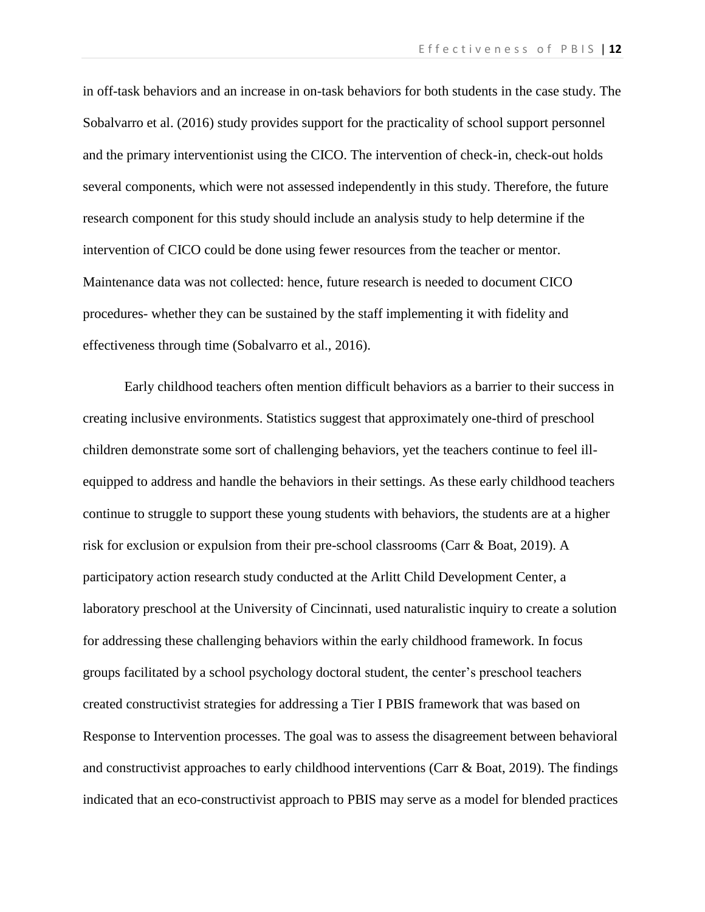in off-task behaviors and an increase in on-task behaviors for both students in the case study. The Sobalvarro et al. (2016) study provides support for the practicality of school support personnel and the primary interventionist using the CICO. The intervention of check-in, check-out holds several components, which were not assessed independently in this study. Therefore, the future research component for this study should include an analysis study to help determine if the intervention of CICO could be done using fewer resources from the teacher or mentor. Maintenance data was not collected: hence, future research is needed to document CICO procedures- whether they can be sustained by the staff implementing it with fidelity and effectiveness through time (Sobalvarro et al., 2016).

Early childhood teachers often mention difficult behaviors as a barrier to their success in creating inclusive environments. Statistics suggest that approximately one-third of preschool children demonstrate some sort of challenging behaviors, yet the teachers continue to feel ill-equipped to address and handle the behaviors in their settings. As these early childhood teachers continue to struggle to support these young students with behaviors, the students are at a higher risk for exclusion or expulsion from their pre-school classrooms (Carr & Boat, 2019). A participatory action research study conducted at the Arlitt Child Development Center, a laboratory preschool at the University of Cincinnati, used naturalistic inquiry to create a solution for addressing these challenging behaviors within the early childhood framework. In focus groups facilitated by a school psychology doctoral student, the center's preschool teachers created constructivist strategies for addressing a Tier I PBIS framework that was based on Response to Intervention processes. The goal was to assess the disagreement between behavioral and constructivist approaches to early childhood interventions (Carr & Boat, 2019). The findings indicated that an eco-constructivist approach to PBIS may serve as a model for blended practices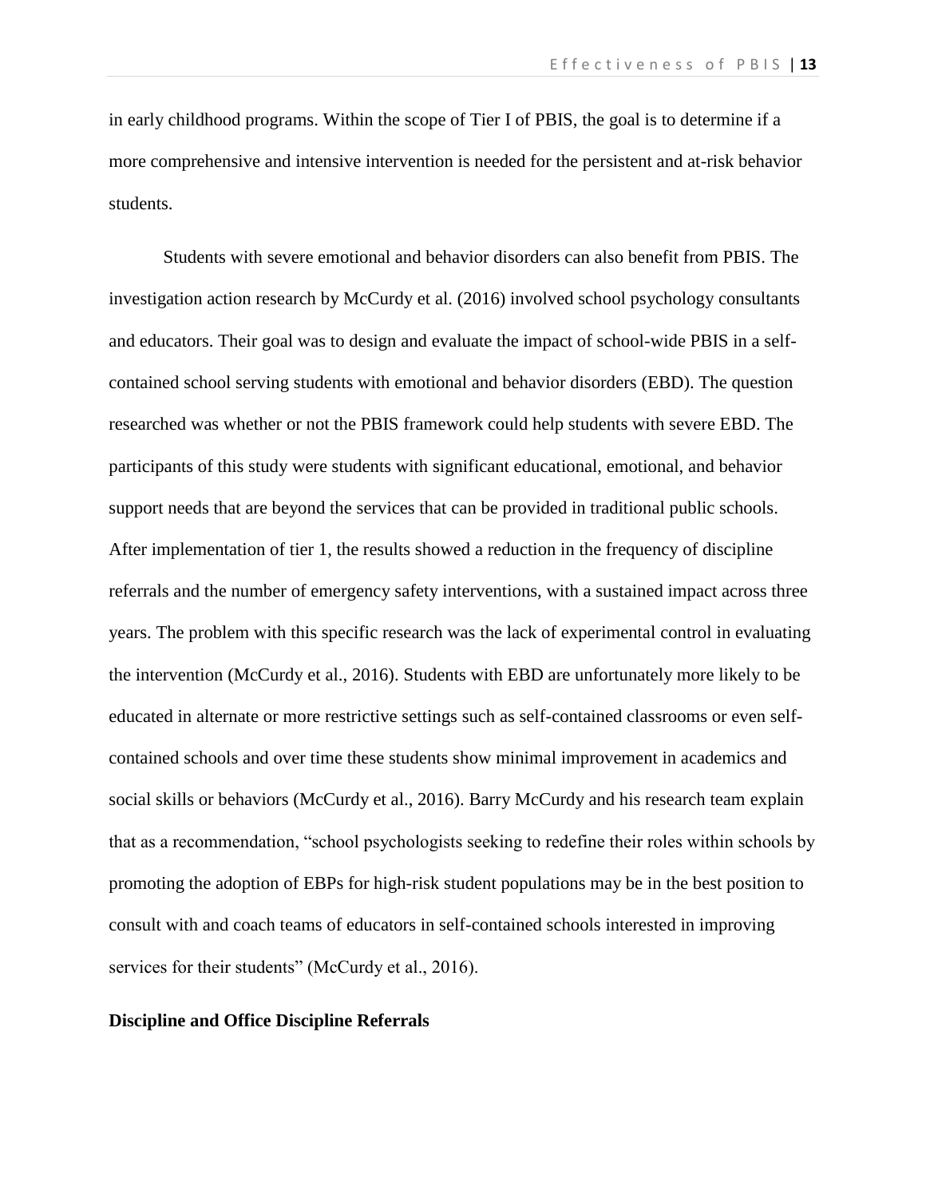in early childhood programs. Within the scope of Tier I of PBIS, the goal is to determine if a more comprehensive and intensive intervention is needed for the persistent and at-risk behavior students.

Students with severe emotional and behavior disorders can also benefit from PBIS. The investigation action research by McCurdy et al. (2016) involved school psychology consultants and educators. Their goal was to design and evaluate the impact of school-wide PBIS in a self-contained school serving students with emotional and behavior disorders (EBD). The question researched was whether or not the PBIS framework could help students with severe EBD. The participants of this study were students with significant educational, emotional, and behavior support needs that are beyond the services that can be provided in traditional public schools. After implementation of tier 1, the results showed a reduction in the frequency of discipline referrals and the number of emergency safety interventions, with a sustained impact across three years. The problem with this specific research was the lack of experimental control in evaluating the intervention (McCurdy et al., 2016). Students with EBD are unfortunately more likely to be educated in alternate or more restrictive settings such as self-contained classrooms or even self-contained schools and over time these students show minimal improvement in academics and social skills or behaviors (McCurdy et al., 2016). Barry McCurdy and his research team explain that as a recommendation, "school psychologists seeking to redefine their roles within schools by promoting the adoption of EBPs for high-risk student populations may be in the best position to consult with and coach teams of educators in self-contained schools interested in improving services for their students" (McCurdy et al., 2016).

**Discipline and Office Discipline Referrals**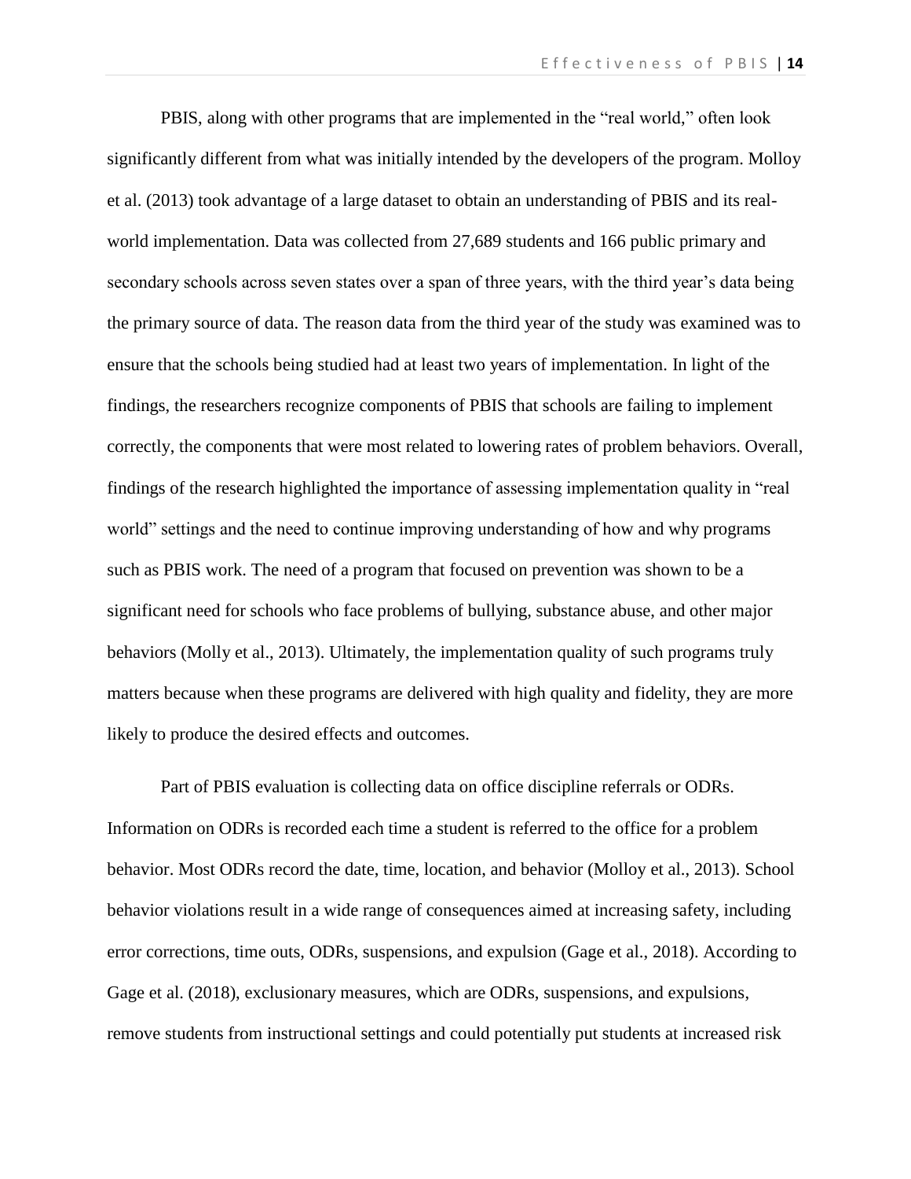PBIS, along with other programs that are implemented in the "real world," often look significantly different from what was initially intended by the developers of the program. Molloy et al. (2013) took advantage of a large dataset to obtain an understanding of PBIS and its real-world implementation. Data was collected from 27,689 students and 166 public primary and secondary schools across seven states over a span of three years, with the third year's data being the primary source of data. The reason data from the third year of the study was examined was to ensure that the schools being studied had at least two years of implementation. In light of the findings, the researchers recognize components of PBIS that schools are failing to implement correctly, the components that were most related to lowering rates of problem behaviors. Overall, findings of the research highlighted the importance of assessing implementation quality in "real world" settings and the need to continue improving understanding of how and why programs such as PBIS work. The need of a program that focused on prevention was shown to be a significant need for schools who face problems of bullying, substance abuse, and other major behaviors (Molly et al., 2013). Ultimately, the implementation quality of such programs truly matters because when these programs are delivered with high quality and fidelity, they are more likely to produce the desired effects and outcomes.

Part of PBIS evaluation is collecting data on office discipline referrals or ODRs. Information on ODRs is recorded each time a student is referred to the office for a problem behavior. Most ODRs record the date, time, location, and behavior (Molloy et al., 2013). School behavior violations result in a wide range of consequences aimed at increasing safety, including error corrections, time outs, ODRs, suspensions, and expulsion (Gage et al., 2018). According to Gage et al. (2018), exclusionary measures, which are ODRs, suspensions, and expulsions, remove students from instructional settings and could potentially put students at increased risk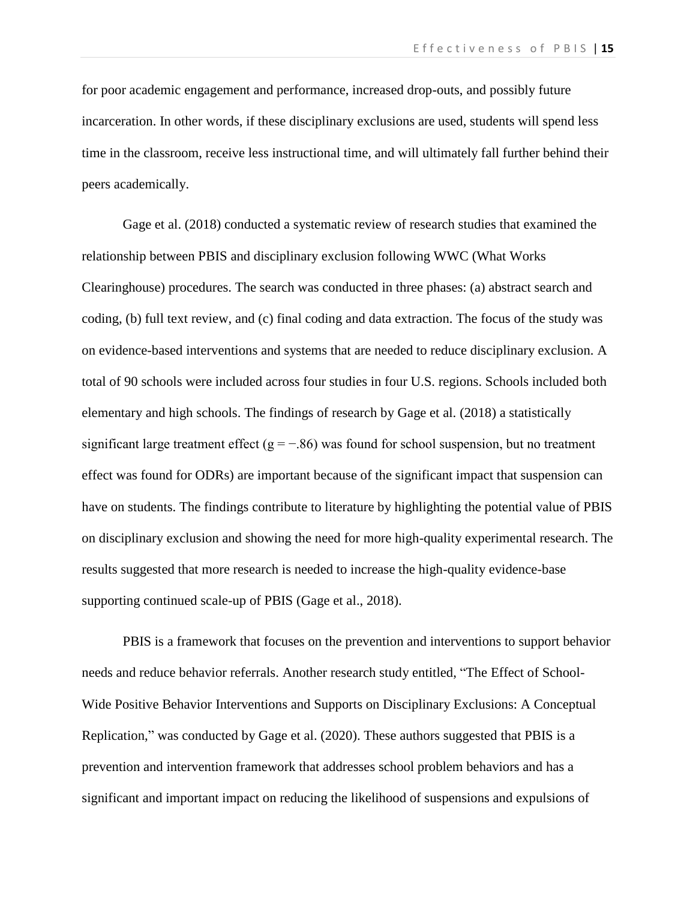for poor academic engagement and performance, increased drop-outs, and possibly future incarceration. In other words, if these disciplinary exclusions are used, students will spend less time in the classroom, receive less instructional time, and will ultimately fall further behind their peers academically.

Gage et al. (2018) conducted a systematic review of research studies that examined the relationship between PBIS and disciplinary exclusion following WWC (What Works Clearinghouse) procedures. The search was conducted in three phases: (a) abstract search and coding, (b) full text review, and (c) final coding and data extraction. The focus of the study was on evidence-based interventions and systems that are needed to reduce disciplinary exclusion. A total of 90 schools were included across four studies in four U.S. regions. Schools included both elementary and high schools. The findings of research by Gage et al. (2018) a statistically significant large treatment effect ($g = -.86$) was found for school suspension, but no treatment effect was found for ODRs) are important because of the significant impact that suspension can have on students. The findings contribute to literature by highlighting the potential value of PBIS on disciplinary exclusion and showing the need for more high-quality experimental research. The results suggested that more research is needed to increase the high-quality evidence-base supporting continued scale-up of PBIS (Gage et al., 2018).

PBIS is a framework that focuses on the prevention and interventions to support behavior needs and reduce behavior referrals. Another research study entitled, "The Effect of School-Wide Positive Behavior Interventions and Supports on Disciplinary Exclusions: A Conceptual Replication," was conducted by Gage et al. (2020). These authors suggested that PBIS is a prevention and intervention framework that addresses school problem behaviors and has a significant and important impact on reducing the likelihood of suspensions and expulsions of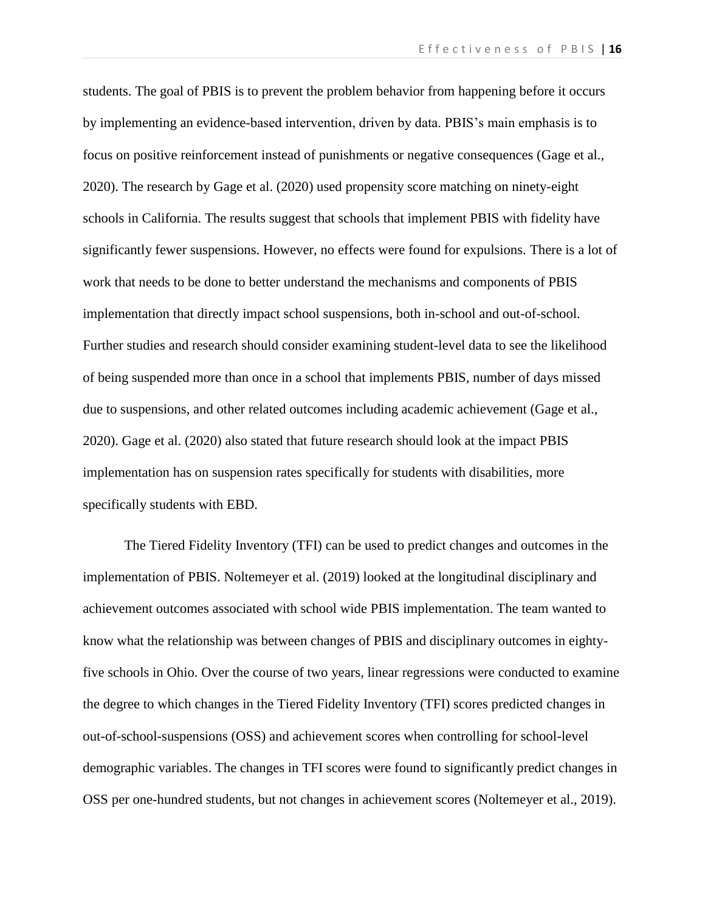students. The goal of PBIS is to prevent the problem behavior from happening before it occurs by implementing an evidence-based intervention, driven by data. PBIS's main emphasis is to focus on positive reinforcement instead of punishments or negative consequences (Gage et al., 2020). The research by Gage et al. (2020) used propensity score matching on ninety-eight schools in California. The results suggest that schools that implement PBIS with fidelity have significantly fewer suspensions. However, no effects were found for expulsions. There is a lot of work that needs to be done to better understand the mechanisms and components of PBIS implementation that directly impact school suspensions, both in-school and out-of-school. Further studies and research should consider examining student-level data to see the likelihood of being suspended more than once in a school that implements PBIS, number of days missed due to suspensions, and other related outcomes including academic achievement (Gage et al., 2020). Gage et al. (2020) also stated that future research should look at the impact PBIS implementation has on suspension rates specifically for students with disabilities, more specifically students with EBD.

The Tiered Fidelity Inventory (TFI) can be used to predict changes and outcomes in the implementation of PBIS. Noltemeyer et al. (2019) looked at the longitudinal disciplinary and achievement outcomes associated with school wide PBIS implementation. The team wanted to know what the relationship was between changes of PBIS and disciplinary outcomes in eighty-five schools in Ohio. Over the course of two years, linear regressions were conducted to examine the degree to which changes in the Tiered Fidelity Inventory (TFI) scores predicted changes in out-of-school-suspensions (OSS) and achievement scores when controlling for school-level demographic variables. The changes in TFI scores were found to significantly predict changes in OSS per one-hundred students, but not changes in achievement scores (Noltemeyer et al., 2019).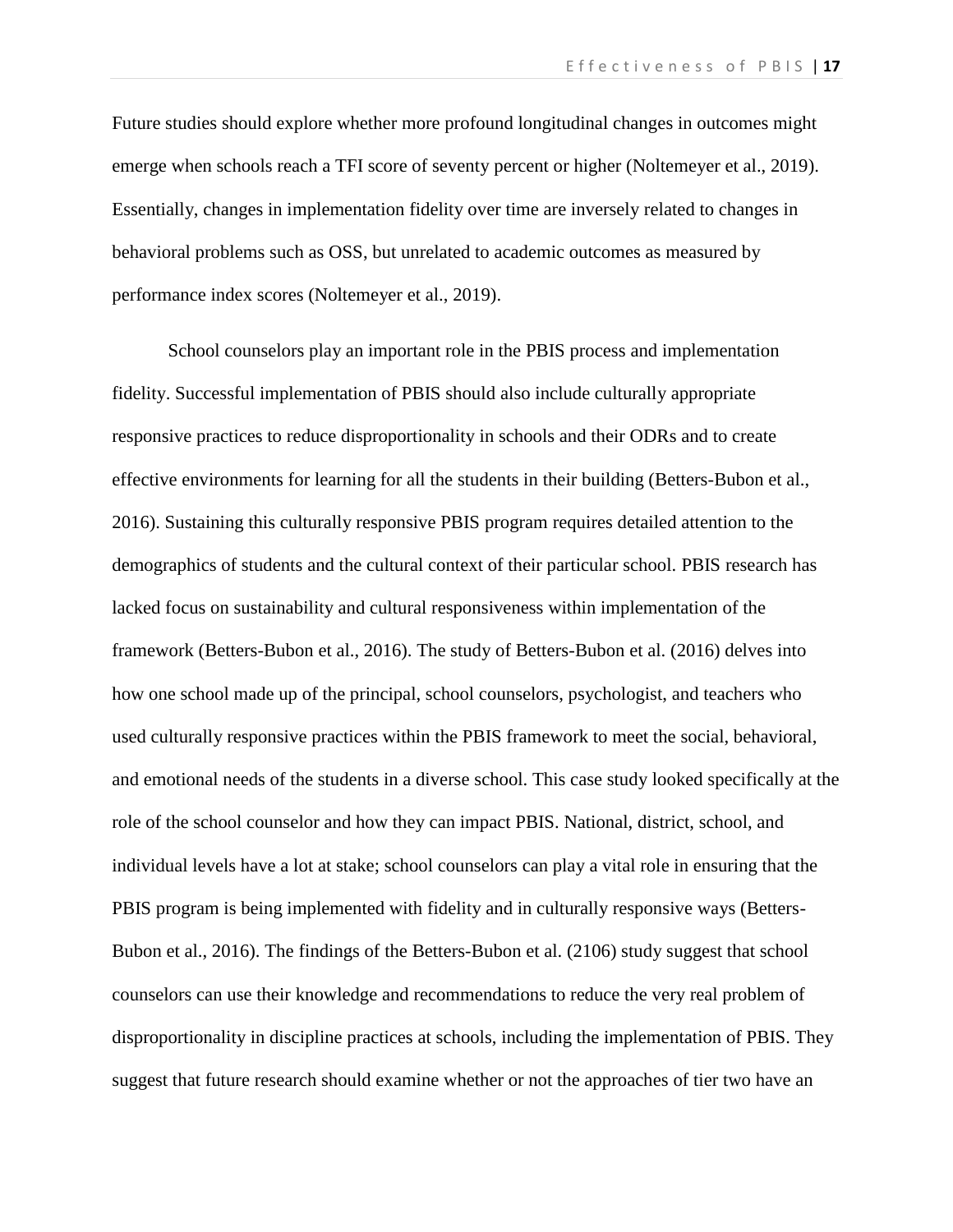Future studies should explore whether more profound longitudinal changes in outcomes might emerge when schools reach a TFI score of seventy percent or higher (Noltemeyer et al., 2019). Essentially, changes in implementation fidelity over time are inversely related to changes in behavioral problems such as OSS, but unrelated to academic outcomes as measured by performance index scores (Noltemeyer et al., 2019).

School counselors play an important role in the PBIS process and implementation fidelity. Successful implementation of PBIS should also include culturally appropriate responsive practices to reduce disproportionality in schools and their ODRs and to create effective environments for learning for all the students in their building (Betters-Bubon et al., 2016). Sustaining this culturally responsive PBIS program requires detailed attention to the demographics of students and the cultural context of their particular school. PBIS research has lacked focus on sustainability and cultural responsiveness within implementation of the framework (Betters-Bubon et al., 2016). The study of Betters-Bubon et al. (2016) delves into how one school made up of the principal, school counselors, psychologist, and teachers who used culturally responsive practices within the PBIS framework to meet the social, behavioral, and emotional needs of the students in a diverse school. This case study looked specifically at the role of the school counselor and how they can impact PBIS. National, district, school, and individual levels have a lot at stake; school counselors can play a vital role in ensuring that the PBIS program is being implemented with fidelity and in culturally responsive ways (Betters-Bubon et al., 2016). The findings of the Betters-Bubon et al. (2106) study suggest that school counselors can use their knowledge and recommendations to reduce the very real problem of disproportionality in discipline practices at schools, including the implementation of PBIS. They suggest that future research should examine whether or not the approaches of tier two have an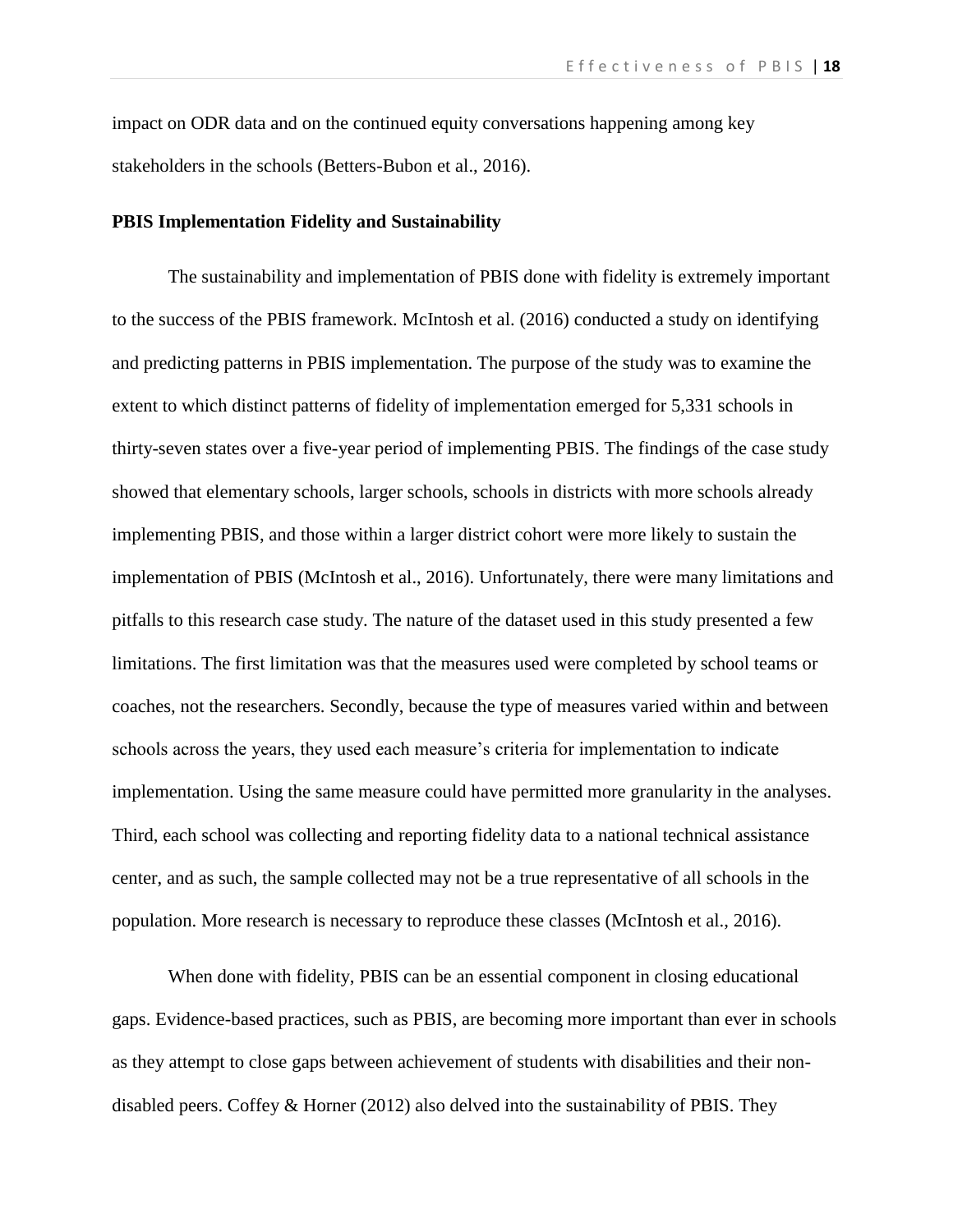impact on ODR data and on the continued equity conversations happening among key stakeholders in the schools (Betters-Bubon et al., 2016).

**PBIS Implementation Fidelity and Sustainability**

The sustainability and implementation of PBIS done with fidelity is extremely important to the success of the PBIS framework. McIntosh et al. (2016) conducted a study on identifying and predicting patterns in PBIS implementation. The purpose of the study was to examine the extent to which distinct patterns of fidelity of implementation emerged for 5,331 schools in thirty-seven states over a five-year period of implementing PBIS. The findings of the case study showed that elementary schools, larger schools, schools in districts with more schools already implementing PBIS, and those within a larger district cohort were more likely to sustain the implementation of PBIS (McIntosh et al., 2016). Unfortunately, there were many limitations and pitfalls to this research case study. The nature of the dataset used in this study presented a few limitations. The first limitation was that the measures used were completed by school teams or coaches, not the researchers. Secondly, because the type of measures varied within and between schools across the years, they used each measure's criteria for implementation to indicate implementation. Using the same measure could have permitted more granularity in the analyses. Third, each school was collecting and reporting fidelity data to a national technical assistance center, and as such, the sample collected may not be a true representative of all schools in the population. More research is necessary to reproduce these classes (McIntosh et al., 2016).

When done with fidelity, PBIS can be an essential component in closing educational gaps. Evidence-based practices, such as PBIS, are becoming more important than ever in schools as they attempt to close gaps between achievement of students with disabilities and their non-disabled peers. Coffey & Horner (2012) also delved into the sustainability of PBIS. They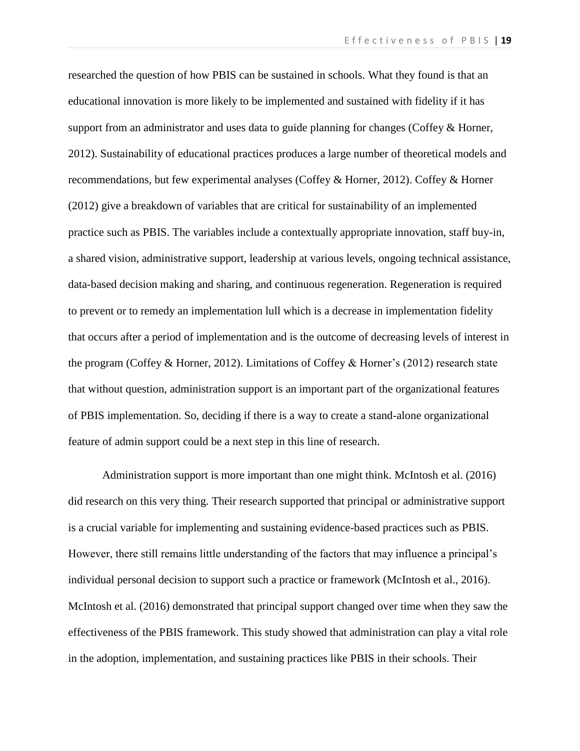researched the question of how PBIS can be sustained in schools. What they found is that an educational innovation is more likely to be implemented and sustained with fidelity if it has support from an administrator and uses data to guide planning for changes (Coffey & Horner, 2012). Sustainability of educational practices produces a large number of theoretical models and recommendations, but few experimental analyses (Coffey & Horner, 2012). Coffey & Horner (2012) give a breakdown of variables that are critical for sustainability of an implemented practice such as PBIS. The variables include a contextually appropriate innovation, staff buy-in, a shared vision, administrative support, leadership at various levels, ongoing technical assistance, data-based decision making and sharing, and continuous regeneration. Regeneration is required to prevent or to remedy an implementation lull which is a decrease in implementation fidelity that occurs after a period of implementation and is the outcome of decreasing levels of interest in the program (Coffey & Horner, 2012). Limitations of Coffey & Horner's (2012) research state that without question, administration support is an important part of the organizational features of PBIS implementation. So, deciding if there is a way to create a stand-alone organizational feature of admin support could be a next step in this line of research.

Administration support is more important than one might think. McIntosh et al. (2016) did research on this very thing. Their research supported that principal or administrative support is a crucial variable for implementing and sustaining evidence-based practices such as PBIS. However, there still remains little understanding of the factors that may influence a principal's individual personal decision to support such a practice or framework (McIntosh et al., 2016). McIntosh et al. (2016) demonstrated that principal support changed over time when they saw the effectiveness of the PBIS framework. This study showed that administration can play a vital role in the adoption, implementation, and sustaining practices like PBIS in their schools. Their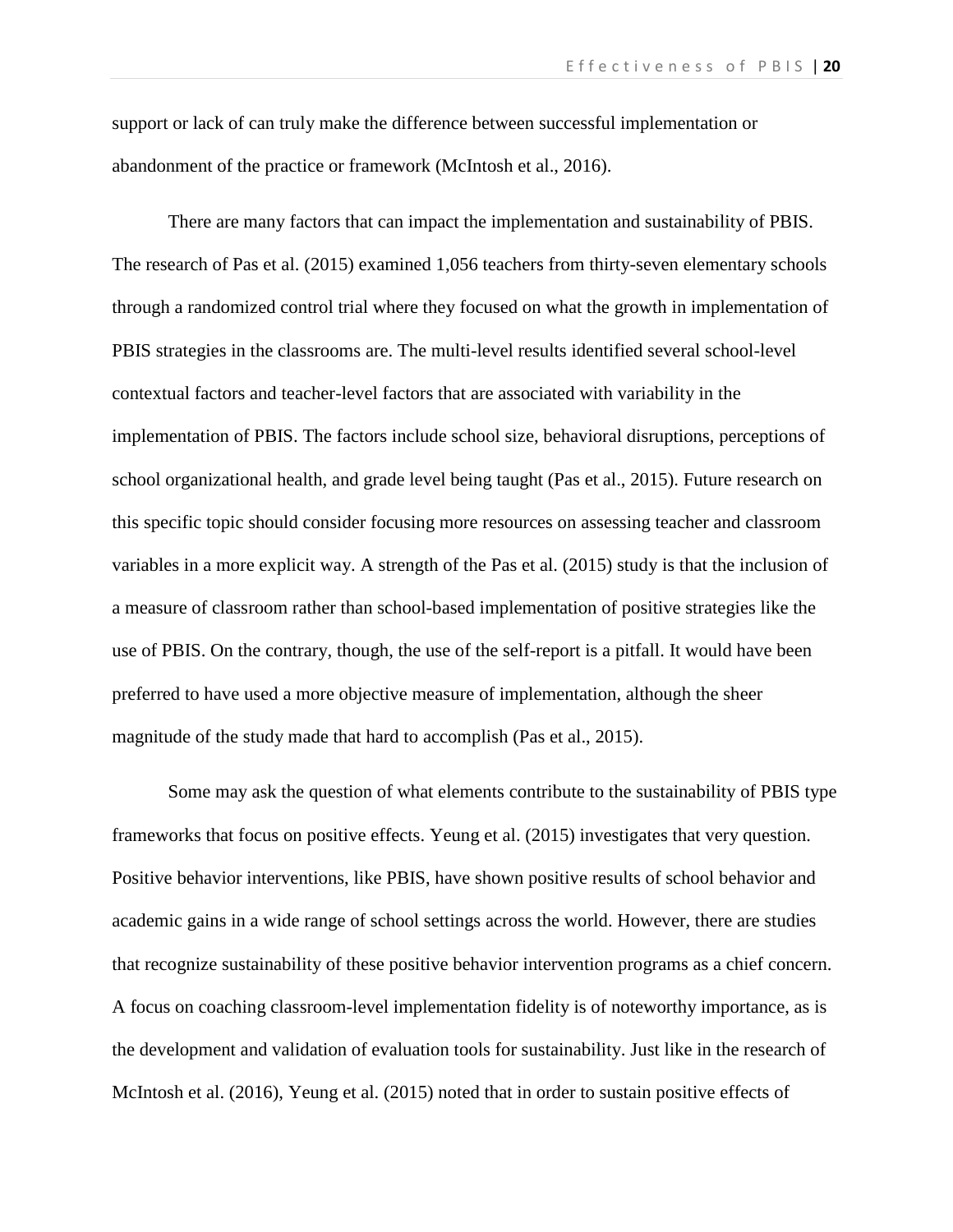support or lack of can truly make the difference between successful implementation or abandonment of the practice or framework (McIntosh et al., 2016).

There are many factors that can impact the implementation and sustainability of PBIS. The research of Pas et al. (2015) examined 1,056 teachers from thirty-seven elementary schools through a randomized control trial where they focused on what the growth in implementation of PBIS strategies in the classrooms are. The multi-level results identified several school-level contextual factors and teacher-level factors that are associated with variability in the implementation of PBIS. The factors include school size, behavioral disruptions, perceptions of school organizational health, and grade level being taught (Pas et al., 2015). Future research on this specific topic should consider focusing more resources on assessing teacher and classroom variables in a more explicit way. A strength of the Pas et al. (2015) study is that the inclusion of a measure of classroom rather than school-based implementation of positive strategies like the use of PBIS. On the contrary, though, the use of the self-report is a pitfall. It would have been preferred to have used a more objective measure of implementation, although the sheer magnitude of the study made that hard to accomplish (Pas et al., 2015).

Some may ask the question of what elements contribute to the sustainability of PBIS type frameworks that focus on positive effects. Yeung et al. (2015) investigates that very question. Positive behavior interventions, like PBIS, have shown positive results of school behavior and academic gains in a wide range of school settings across the world. However, there are studies that recognize sustainability of these positive behavior intervention programs as a chief concern. A focus on coaching classroom-level implementation fidelity is of noteworthy importance, as is the development and validation of evaluation tools for sustainability. Just like in the research of McIntosh et al. (2016), Yeung et al. (2015) noted that in order to sustain positive effects of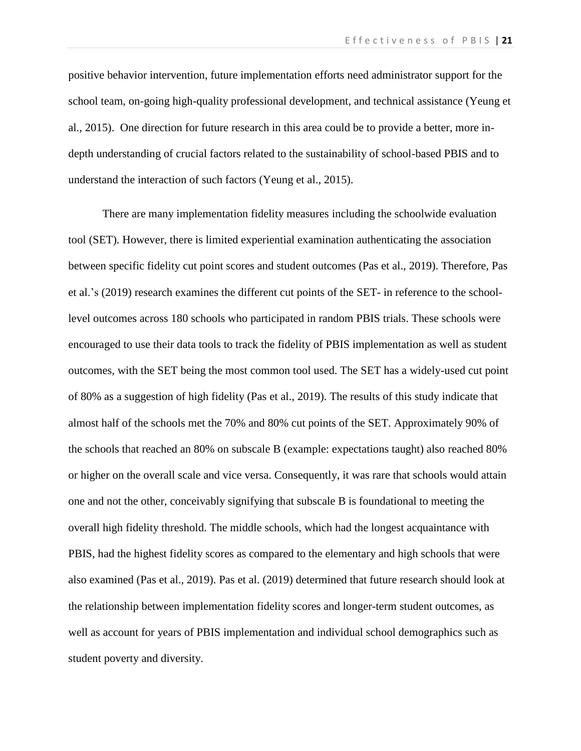positive behavior intervention, future implementation efforts need administrator support for the school team, on-going high-quality professional development, and technical assistance (Yeung et al., 2015). One direction for future research in this area could be to provide a better, more in-depth understanding of crucial factors related to the sustainability of school-based PBIS and to understand the interaction of such factors (Yeung et al., 2015).

There are many implementation fidelity measures including the schoolwide evaluation tool (SET). However, there is limited experiential examination authenticating the association between specific fidelity cut point scores and student outcomes (Pas et al., 2019). Therefore, Pas et al.'s (2019) research examines the different cut points of the SET- in reference to the school-level outcomes across 180 schools who participated in random PBIS trials. These schools were encouraged to use their data tools to track the fidelity of PBIS implementation as well as student outcomes, with the SET being the most common tool used. The SET has a widely-used cut point of 80% as a suggestion of high fidelity (Pas et al., 2019). The results of this study indicate that almost half of the schools met the 70% and 80% cut points of the SET. Approximately 90% of the schools that reached an 80% on subscale B (example: expectations taught) also reached 80% or higher on the overall scale and vice versa. Consequently, it was rare that schools would attain one and not the other, conceivably signifying that subscale B is foundational to meeting the overall high fidelity threshold. The middle schools, which had the longest acquaintance with PBIS, had the highest fidelity scores as compared to the elementary and high schools that were also examined (Pas et al., 2019). Pas et al. (2019) determined that future research should look at the relationship between implementation fidelity scores and longer-term student outcomes, as well as account for years of PBIS implementation and individual school demographics such as student poverty and diversity.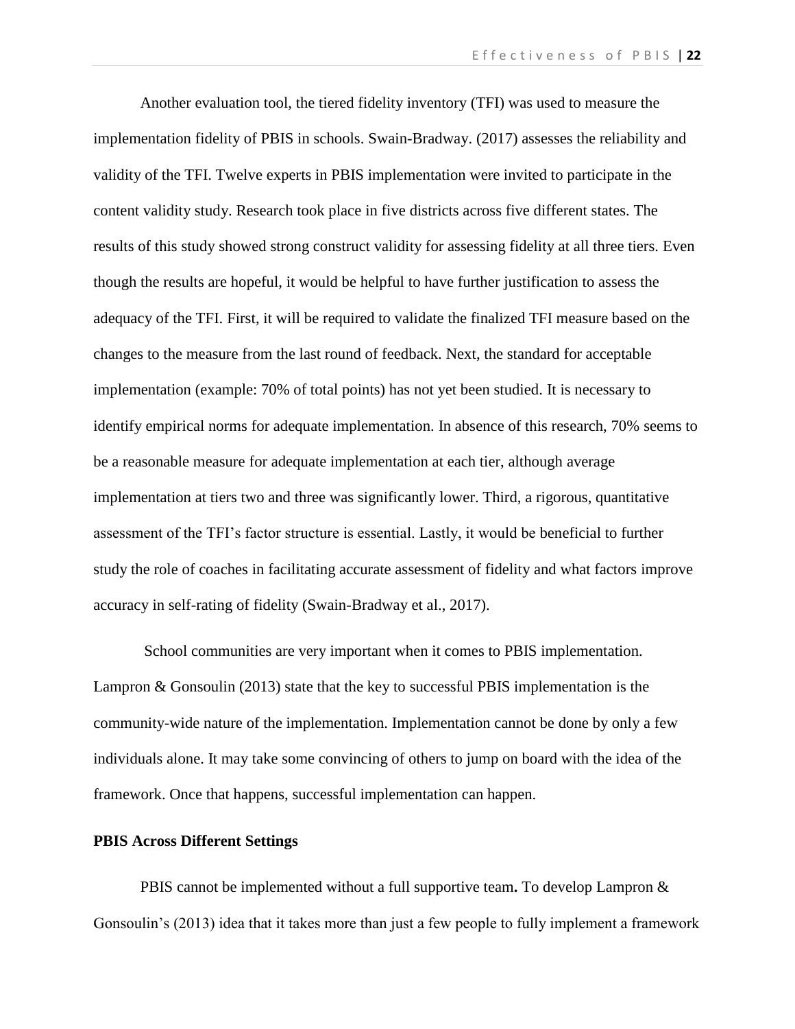Another evaluation tool, the tiered fidelity inventory (TFI) was used to measure the implementation fidelity of PBIS in schools. Swain-Bradway. (2017) assesses the reliability and validity of the TFI. Twelve experts in PBIS implementation were invited to participate in the content validity study. Research took place in five districts across five different states. The results of this study showed strong construct validity for assessing fidelity at all three tiers. Even though the results are hopeful, it would be helpful to have further justification to assess the adequacy of the TFI. First, it will be required to validate the finalized TFI measure based on the changes to the measure from the last round of feedback. Next, the standard for acceptable implementation (example: 70% of total points) has not yet been studied. It is necessary to identify empirical norms for adequate implementation. In absence of this research, 70% seems to be a reasonable measure for adequate implementation at each tier, although average implementation at tiers two and three was significantly lower. Third, a rigorous, quantitative assessment of the TFI's factor structure is essential. Lastly, it would be beneficial to further study the role of coaches in facilitating accurate assessment of fidelity and what factors improve accuracy in self-rating of fidelity (Swain-Bradway et al., 2017).

School communities are very important when it comes to PBIS implementation. Lampron & Gonsoulin (2013) state that the key to successful PBIS implementation is the community-wide nature of the implementation. Implementation cannot be done by only a few individuals alone. It may take some convincing of others to jump on board with the idea of the framework. Once that happens, successful implementation can happen.

**PBIS Across Different Settings**

PBIS cannot be implemented without a full supportive team**.** To develop Lampron & Gonsoulin's (2013) idea that it takes more than just a few people to fully implement a framework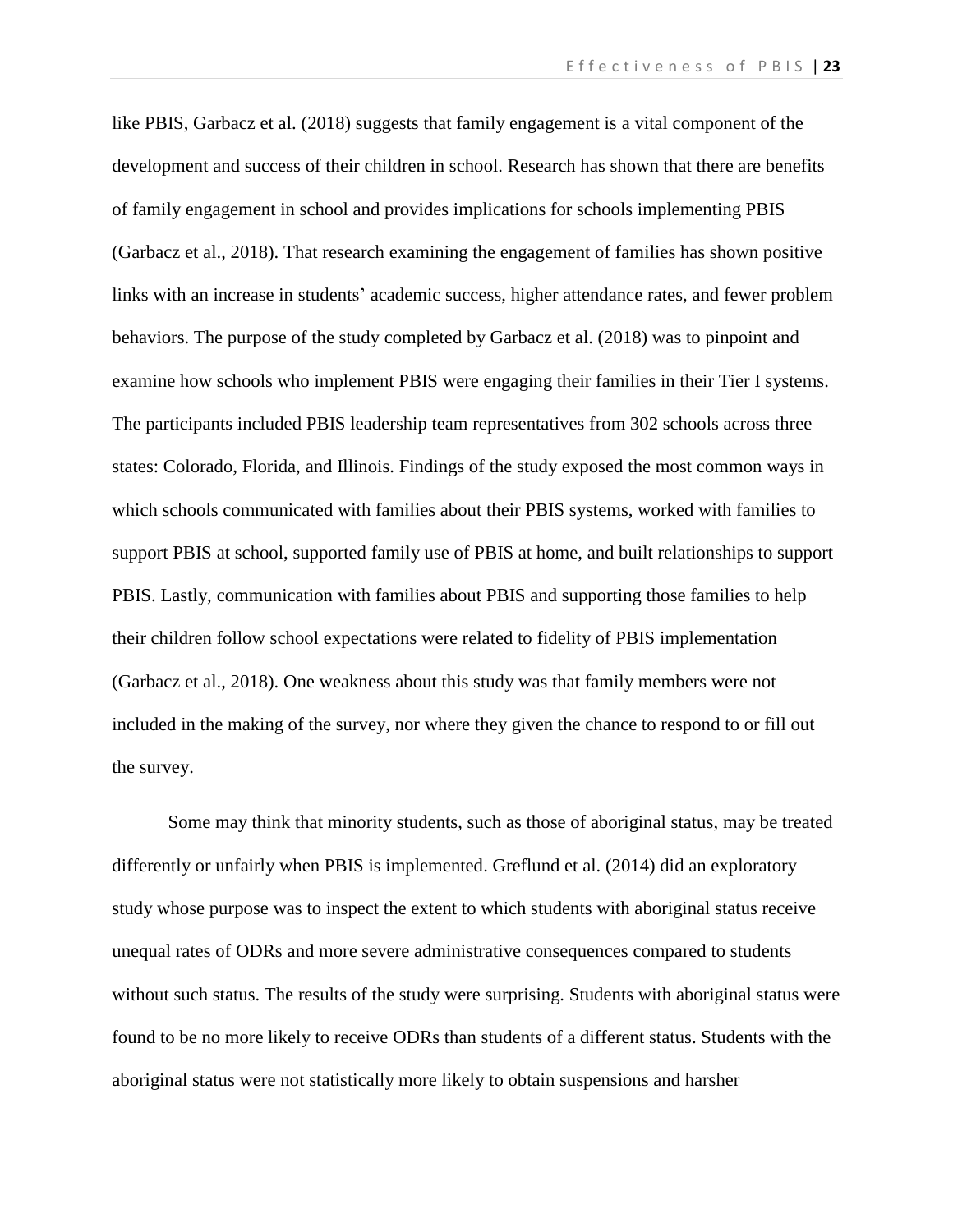like PBIS, Garbacz et al. (2018) suggests that family engagement is a vital component of the development and success of their children in school. Research has shown that there are benefits of family engagement in school and provides implications for schools implementing PBIS (Garbacz et al., 2018). That research examining the engagement of families has shown positive links with an increase in students' academic success, higher attendance rates, and fewer problem behaviors. The purpose of the study completed by Garbacz et al. (2018) was to pinpoint and examine how schools who implement PBIS were engaging their families in their Tier I systems. The participants included PBIS leadership team representatives from 302 schools across three states: Colorado, Florida, and Illinois. Findings of the study exposed the most common ways in which schools communicated with families about their PBIS systems, worked with families to support PBIS at school, supported family use of PBIS at home, and built relationships to support PBIS. Lastly, communication with families about PBIS and supporting those families to help their children follow school expectations were related to fidelity of PBIS implementation (Garbacz et al., 2018). One weakness about this study was that family members were not included in the making of the survey, nor where they given the chance to respond to or fill out the survey.

Some may think that minority students, such as those of aboriginal status, may be treated differently or unfairly when PBIS is implemented. Greflund et al. (2014) did an exploratory study whose purpose was to inspect the extent to which students with aboriginal status receive unequal rates of ODRs and more severe administrative consequences compared to students without such status. The results of the study were surprising. Students with aboriginal status were found to be no more likely to receive ODRs than students of a different status. Students with the aboriginal status were not statistically more likely to obtain suspensions and harsher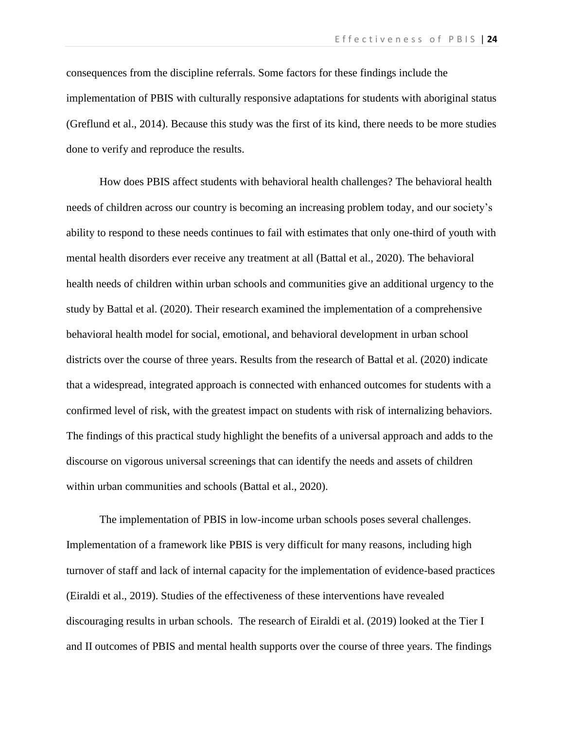consequences from the discipline referrals. Some factors for these findings include the implementation of PBIS with culturally responsive adaptations for students with aboriginal status (Greflund et al., 2014). Because this study was the first of its kind, there needs to be more studies done to verify and reproduce the results.

How does PBIS affect students with behavioral health challenges? The behavioral health needs of children across our country is becoming an increasing problem today, and our society's ability to respond to these needs continues to fail with estimates that only one-third of youth with mental health disorders ever receive any treatment at all (Battal et al., 2020). The behavioral health needs of children within urban schools and communities give an additional urgency to the study by Battal et al. (2020). Their research examined the implementation of a comprehensive behavioral health model for social, emotional, and behavioral development in urban school districts over the course of three years. Results from the research of Battal et al. (2020) indicate that a widespread, integrated approach is connected with enhanced outcomes for students with a confirmed level of risk, with the greatest impact on students with risk of internalizing behaviors. The findings of this practical study highlight the benefits of a universal approach and adds to the discourse on vigorous universal screenings that can identify the needs and assets of children within urban communities and schools (Battal et al., 2020).

The implementation of PBIS in low-income urban schools poses several challenges. Implementation of a framework like PBIS is very difficult for many reasons, including high turnover of staff and lack of internal capacity for the implementation of evidence-based practices (Eiraldi et al., 2019). Studies of the effectiveness of these interventions have revealed discouraging results in urban schools. The research of Eiraldi et al. (2019) looked at the Tier I and II outcomes of PBIS and mental health supports over the course of three years. The findings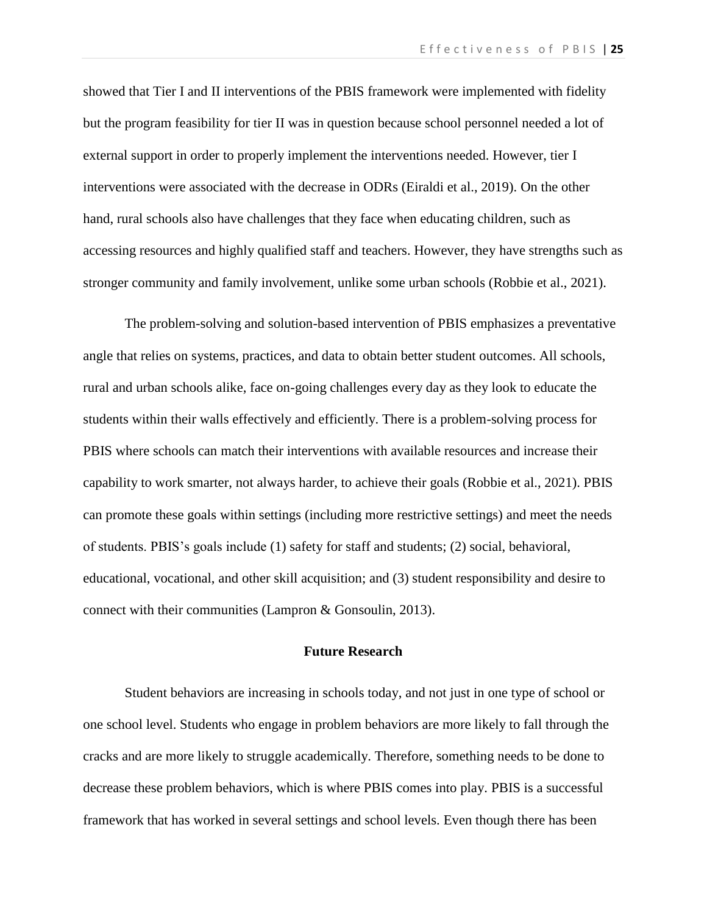showed that Tier I and II interventions of the PBIS framework were implemented with fidelity but the program feasibility for tier II was in question because school personnel needed a lot of external support in order to properly implement the interventions needed. However, tier I interventions were associated with the decrease in ODRs (Eiraldi et al., 2019). On the other hand, rural schools also have challenges that they face when educating children, such as accessing resources and highly qualified staff and teachers. However, they have strengths such as stronger community and family involvement, unlike some urban schools (Robbie et al., 2021).

The problem-solving and solution-based intervention of PBIS emphasizes a preventative angle that relies on systems, practices, and data to obtain better student outcomes. All schools, rural and urban schools alike, face on-going challenges every day as they look to educate the students within their walls effectively and efficiently. There is a problem-solving process for PBIS where schools can match their interventions with available resources and increase their capability to work smarter, not always harder, to achieve their goals (Robbie et al., 2021). PBIS can promote these goals within settings (including more restrictive settings) and meet the needs of students. PBIS's goals include (1) safety for staff and students; (2) social, behavioral, educational, vocational, and other skill acquisition; and (3) student responsibility and desire to connect with their communities (Lampron & Gonsoulin, 2013).

## Future Research

Student behaviors are increasing in schools today, and not just in one type of school or one school level. Students who engage in problem behaviors are more likely to fall through the cracks and are more likely to struggle academically. Therefore, something needs to be done to decrease these problem behaviors, which is where PBIS comes into play. PBIS is a successful framework that has worked in several settings and school levels. Even though there has been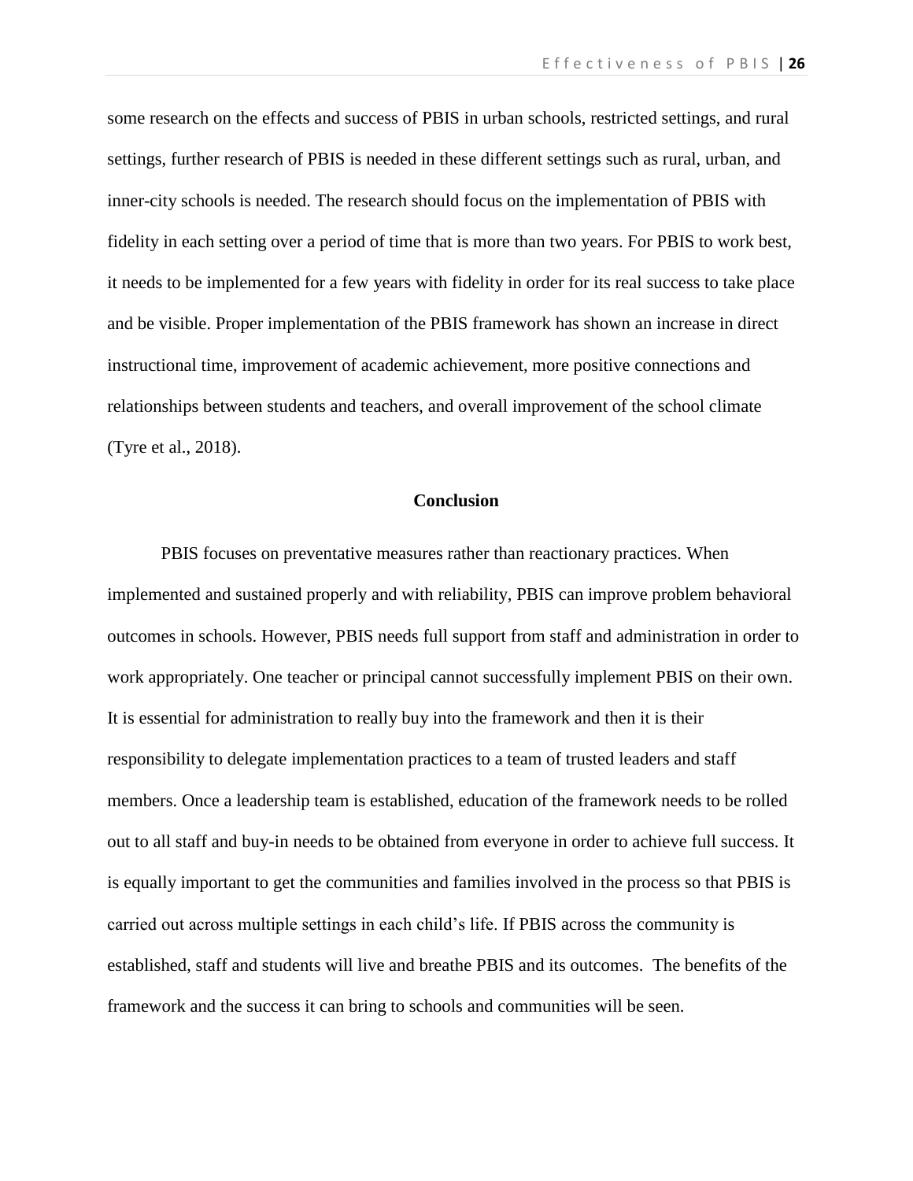some research on the effects and success of PBIS in urban schools, restricted settings, and rural settings, further research of PBIS is needed in these different settings such as rural, urban, and inner-city schools is needed. The research should focus on the implementation of PBIS with fidelity in each setting over a period of time that is more than two years. For PBIS to work best, it needs to be implemented for a few years with fidelity in order for its real success to take place and be visible. Proper implementation of the PBIS framework has shown an increase in direct instructional time, improvement of academic achievement, more positive connections and relationships between students and teachers, and overall improvement of the school climate (Tyre et al., 2018).

## Conclusion

PBIS focuses on preventative measures rather than reactionary practices. When implemented and sustained properly and with reliability, PBIS can improve problem behavioral outcomes in schools. However, PBIS needs full support from staff and administration in order to work appropriately. One teacher or principal cannot successfully implement PBIS on their own. It is essential for administration to really buy into the framework and then it is their responsibility to delegate implementation practices to a team of trusted leaders and staff members. Once a leadership team is established, education of the framework needs to be rolled out to all staff and buy-in needs to be obtained from everyone in order to achieve full success. It is equally important to get the communities and families involved in the process so that PBIS is carried out across multiple settings in each child's life. If PBIS across the community is established, staff and students will live and breathe PBIS and its outcomes. The benefits of the framework and the success it can bring to schools and communities will be seen.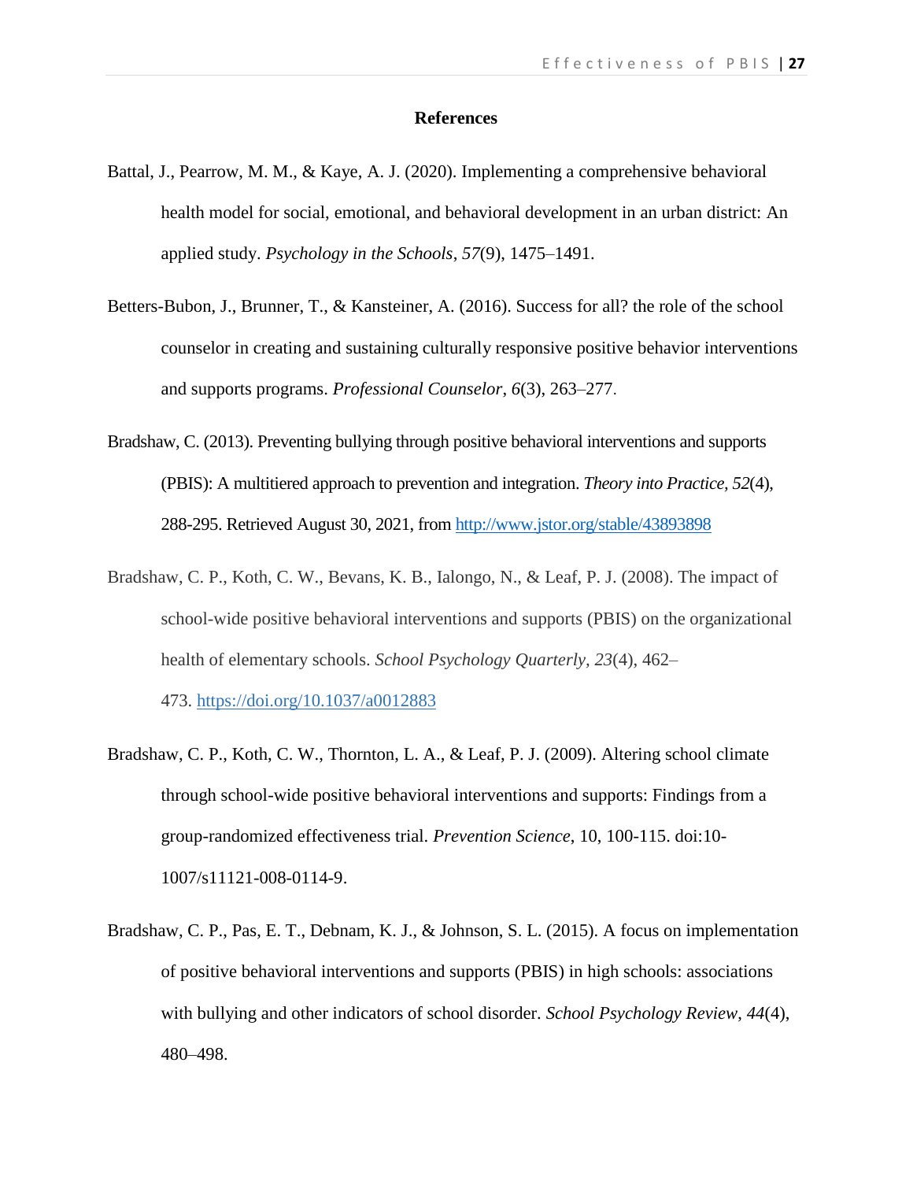## References

Battal, J., Pearrow, M. M., & Kaye, A. J. (2020). Implementing a comprehensive behavioral health model for social, emotional, and behavioral development in an urban district: An applied study. *Psychology in the Schools*, *57*(9), 1475–1491.

Betters-Bubon, J., Brunner, T., & Kansteiner, A. (2016). Success for all? the role of the school counselor in creating and sustaining culturally responsive positive behavior interventions and supports programs. *Professional Counselor*, *6*(3), 263–277.

Bradshaw, C. (2013). Preventing bullying through positive behavioral interventions and supports (PBIS): A multitiered approach to prevention and integration. *Theory into Practice, 52*(4), 288-295. Retrieved August 30, 2021, from http://www.jstor.org/stable/43893898

Bradshaw, C. P., Koth, C. W., Bevans, K. B., Ialongo, N., & Leaf, P. J. (2008). The impact of school-wide positive behavioral interventions and supports (PBIS) on the organizational health of elementary schools. *School Psychology Quarterly, 23*(4), 462–473. https://doi.org/10.1037/a0012883

Bradshaw, C. P., Koth, C. W., Thornton, L. A., & Leaf, P. J. (2009). Altering school climate through school-wide positive behavioral interventions and supports: Findings from a group-randomized effectiveness trial. *Prevention Science*, 10, 100-115. doi:10-1007/s11121-008-0114-9.

Bradshaw, C. P., Pas, E. T., Debnam, K. J., & Johnson, S. L. (2015). A focus on implementation of positive behavioral interventions and supports (PBIS) in high schools: associations with bullying and other indicators of school disorder. *School Psychology Review*, *44*(4), 480–498.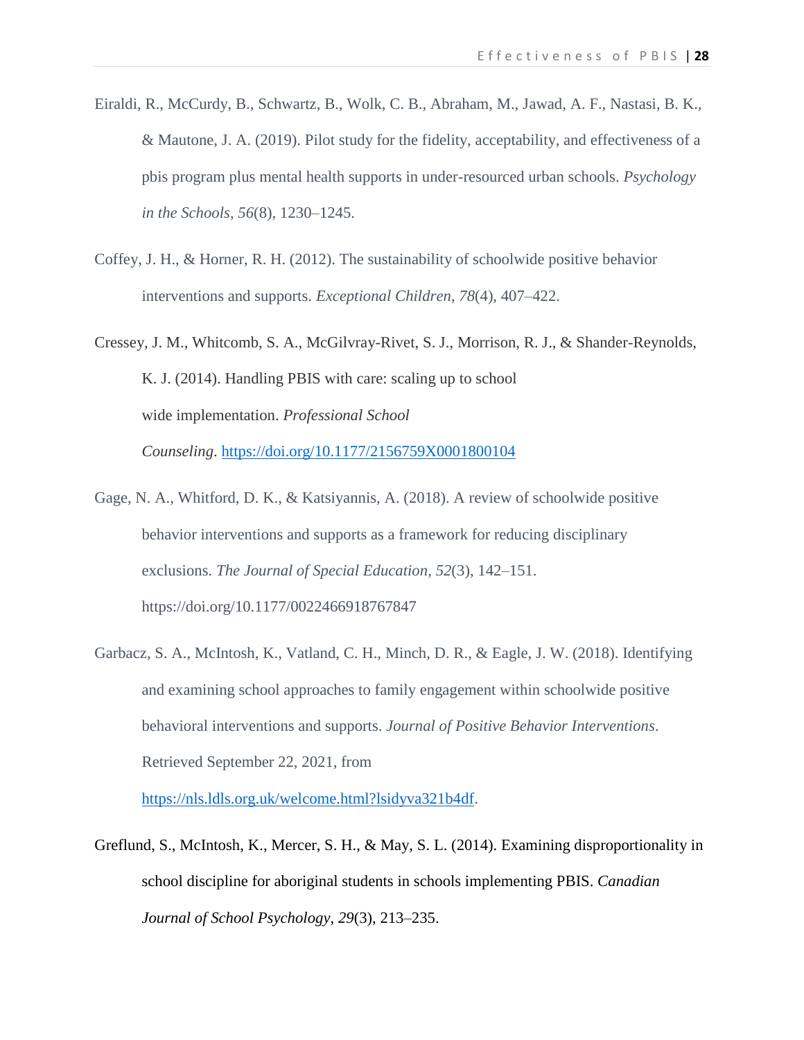Eiraldi, R., McCurdy, B., Schwartz, B., Wolk, C. B., Abraham, M., Jawad, A. F., Nastasi, B. K., & Mautone, J. A. (2019). Pilot study for the fidelity, acceptability, and effectiveness of a pbis program plus mental health supports in under-resourced urban schools. *Psychology in the Schools*, *56*(8), 1230–1245.

Coffey, J. H., & Horner, R. H. (2012). The sustainability of schoolwide positive behavior interventions and supports. *Exceptional Children*, *78*(4), 407–422.

Cressey, J. M., Whitcomb, S. A., McGilvray-Rivet, S. J., Morrison, R. J., & Shander-Reynolds, K. J. (2014). Handling PBIS with care: scaling up to school wide implementation. *Professional School Counseling*. https://doi.org/10.1177/2156759X0001800104

Gage, N. A., Whitford, D. K., & Katsiyannis, A. (2018). A review of schoolwide positive behavior interventions and supports as a framework for reducing disciplinary exclusions. *The Journal of Special Education*, *52*(3), 142–151. https://doi.org/10.1177/0022466918767847

Garbacz, S. A., McIntosh, K., Vatland, C. H., Minch, D. R., & Eagle, J. W. (2018). Identifying and examining school approaches to family engagement within schoolwide positive behavioral interventions and supports. *Journal of Positive Behavior Interventions*. Retrieved September 22, 2021, from https://nls.ldls.org.uk/welcome.html?lsidyva321b4df.

Greflund, S., McIntosh, K., Mercer, S. H., & May, S. L. (2014). Examining disproportionality in school discipline for aboriginal students in schools implementing PBIS. *Canadian Journal of School Psychology*, *29*(3), 213–235.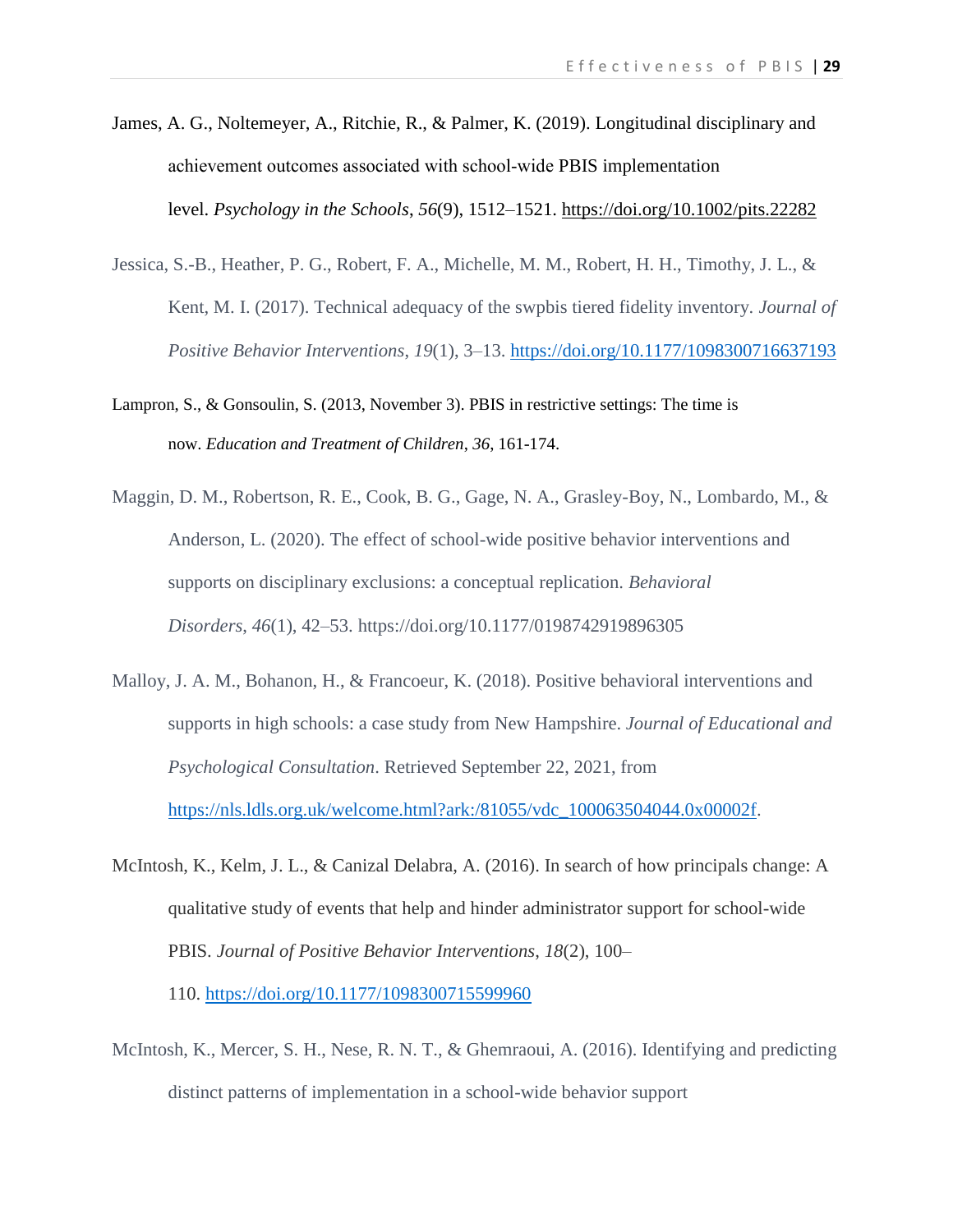James, A. G., Noltemeyer, A., Ritchie, R., & Palmer, K. (2019). Longitudinal disciplinary and achievement outcomes associated with school-wide PBIS implementation level. *Psychology in the Schools*, *56*(9), 1512–1521. https://doi.org/10.1002/pits.22282

Jessica, S.-B., Heather, P. G., Robert, F. A., Michelle, M. M., Robert, H. H., Timothy, J. L., & Kent, M. I. (2017). Technical adequacy of the swpbis tiered fidelity inventory. *Journal of Positive Behavior Interventions*, *19*(1), 3–13. https://doi.org/10.1177/1098300716637193

Lampron, S., & Gonsoulin, S. (2013, November 3). PBIS in restrictive settings: The time is now. *Education and Treatment of Children*, *36*, 161-174.

Maggin, D. M., Robertson, R. E., Cook, B. G., Gage, N. A., Grasley-Boy, N., Lombardo, M., & Anderson, L. (2020). The effect of school-wide positive behavior interventions and supports on disciplinary exclusions: a conceptual replication. *Behavioral Disorders*, *46*(1), 42–53. https://doi.org/10.1177/0198742919896305

Malloy, J. A. M., Bohanon, H., & Francoeur, K. (2018). Positive behavioral interventions and supports in high schools: a case study from New Hampshire. *Journal of Educational and Psychological Consultation*. Retrieved September 22, 2021, from https://nls.ldls.org.uk/welcome.html?ark:/81055/vdc_100063504044.0x00002f.

McIntosh, K., Kelm, J. L., & Canizal Delabra, A. (2016). In search of how principals change: A qualitative study of events that help and hinder administrator support for school-wide PBIS. *Journal of Positive Behavior Interventions*, *18*(2), 100–110. https://doi.org/10.1177/1098300715599960

McIntosh, K., Mercer, S. H., Nese, R. N. T., & Ghemraoui, A. (2016). Identifying and predicting distinct patterns of implementation in a school-wide behavior support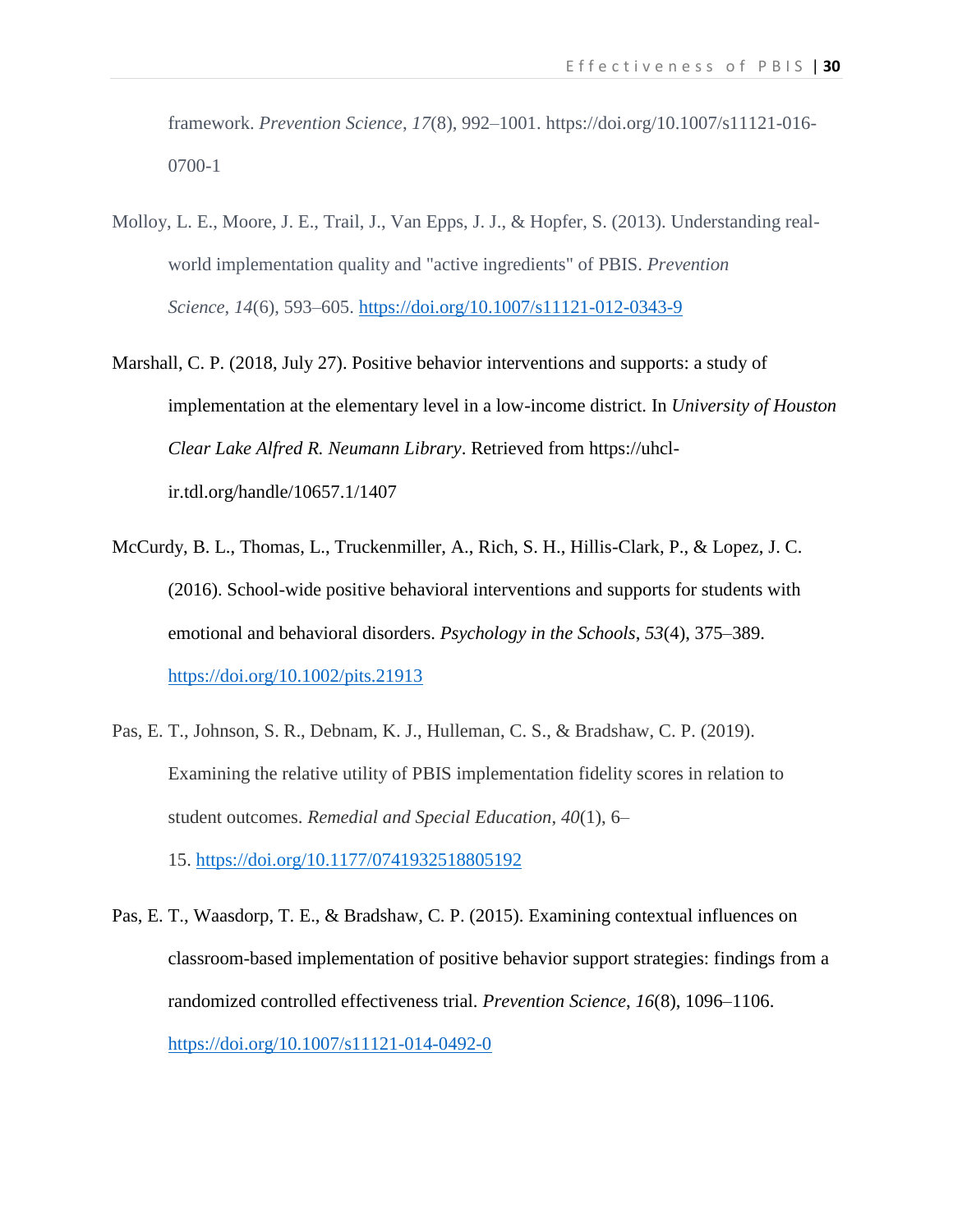framework. *Prevention Science*, *17*(8), 992–1001. https://doi.org/10.1007/s11121-016-0700-1

Molloy, L. E., Moore, J. E., Trail, J., Van Epps, J. J., & Hopfer, S. (2013). Understanding real-world implementation quality and "active ingredients" of PBIS. *Prevention Science*, *14*(6), 593–605. https://doi.org/10.1007/s11121-012-0343-9

Marshall, C. P. (2018, July 27). Positive behavior interventions and supports: a study of implementation at the elementary level in a low-income district. In *University of Houston Clear Lake Alfred R. Neumann Library*. Retrieved from https://uhcl-ir.tdl.org/handle/10657.1/1407

McCurdy, B. L., Thomas, L., Truckenmiller, A., Rich, S. H., Hillis-Clark, P., & Lopez, J. C. (2016). School-wide positive behavioral interventions and supports for students with emotional and behavioral disorders. *Psychology in the Schools*, *53*(4), 375–389. https://doi.org/10.1002/pits.21913

Pas, E. T., Johnson, S. R., Debnam, K. J., Hulleman, C. S., & Bradshaw, C. P. (2019). Examining the relative utility of PBIS implementation fidelity scores in relation to student outcomes. *Remedial and Special Education*, *40*(1), 6–15. https://doi.org/10.1177/0741932518805192

Pas, E. T., Waasdorp, T. E., & Bradshaw, C. P. (2015). Examining contextual influences on classroom-based implementation of positive behavior support strategies: findings from a randomized controlled effectiveness trial. *Prevention Science*, *16*(8), 1096–1106. https://doi.org/10.1007/s11121-014-0492-0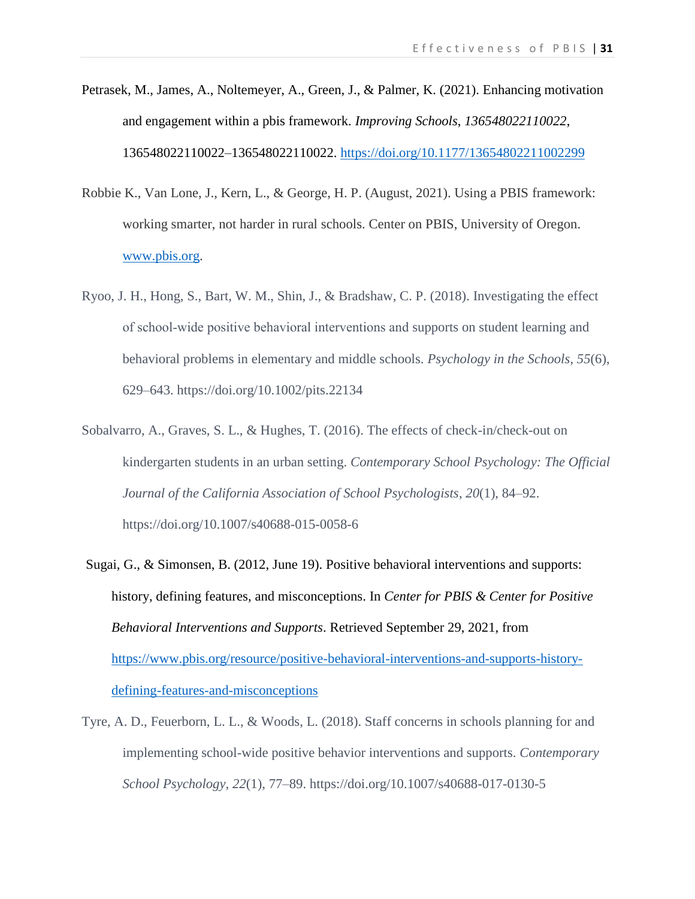Petrasek, M., James, A., Noltemeyer, A., Green, J., & Palmer, K. (2021). Enhancing motivation and engagement within a pbis framework. *Improving Schools*, *136548022110022*, 136548022110022–136548022110022. https://doi.org/10.1177/13654802211002299

Robbie K., Van Lone, J., Kern, L., & George, H. P. (August, 2021). Using a PBIS framework: working smarter, not harder in rural schools. Center on PBIS, University of Oregon. www.pbis.org.

Ryoo, J. H., Hong, S., Bart, W. M., Shin, J., & Bradshaw, C. P. (2018). Investigating the effect of school-wide positive behavioral interventions and supports on student learning and behavioral problems in elementary and middle schools. *Psychology in the Schools*, *55*(6), 629–643. https://doi.org/10.1002/pits.22134

Sobalvarro, A., Graves, S. L., & Hughes, T. (2016). The effects of check-in/check-out on kindergarten students in an urban setting. *Contemporary School Psychology: The Official Journal of the California Association of School Psychologists*, *20*(1), 84–92. https://doi.org/10.1007/s40688-015-0058-6

Sugai, G., & Simonsen, B. (2012, June 19). Positive behavioral interventions and supports: history, defining features, and misconceptions. In *Center for PBIS & Center for Positive Behavioral Interventions and Supports*. Retrieved September 29, 2021, from https://www.pbis.org/resource/positive-behavioral-interventions-and-supports-history-defining-features-and-misconceptions

Tyre, A. D., Feuerborn, L. L., & Woods, L. (2018). Staff concerns in schools planning for and implementing school-wide positive behavior interventions and supports. *Contemporary School Psychology*, *22*(1), 77–89. https://doi.org/10.1007/s40688-017-0130-5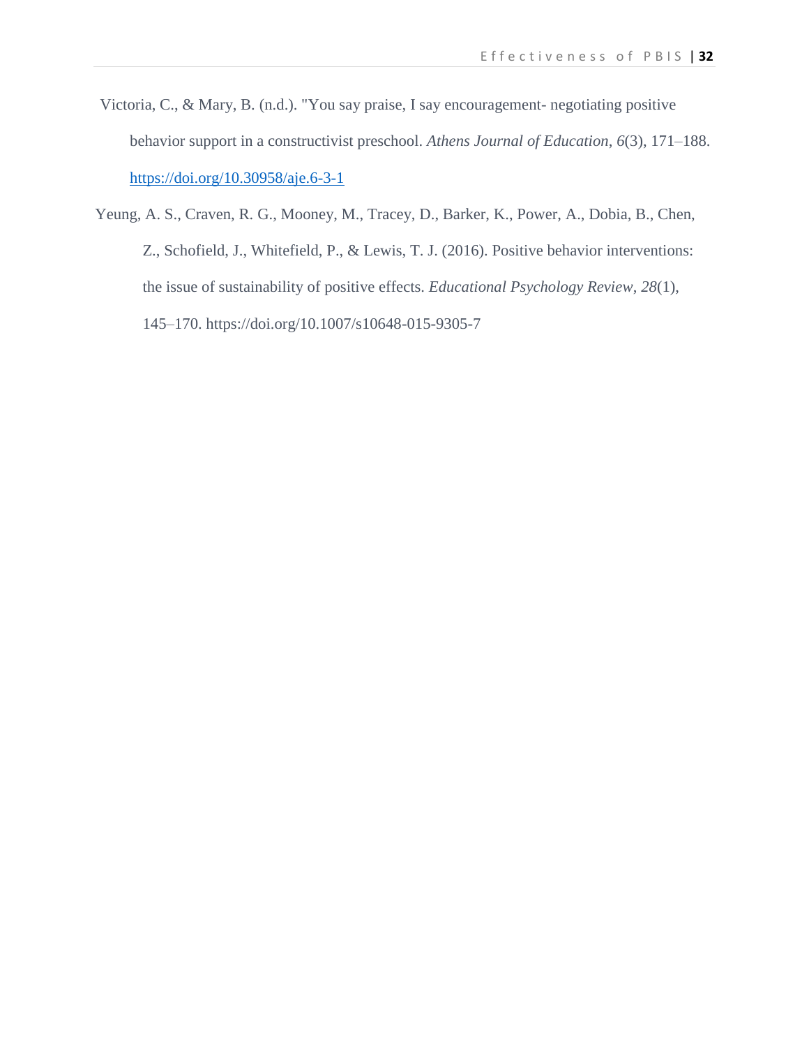Victoria, C., & Mary, B. (n.d.). "You say praise, I say encouragement- negotiating positive behavior support in a constructivist preschool. *Athens Journal of Education*, *6*(3), 171–188. https://doi.org/10.30958/aje.6-3-1

Yeung, A. S., Craven, R. G., Mooney, M., Tracey, D., Barker, K., Power, A., Dobia, B., Chen, Z., Schofield, J., Whitefield, P., & Lewis, T. J. (2016). Positive behavior interventions: the issue of sustainability of positive effects. *Educational Psychology Review*, *28*(1), 145–170. https://doi.org/10.1007/s10648-015-9305-7